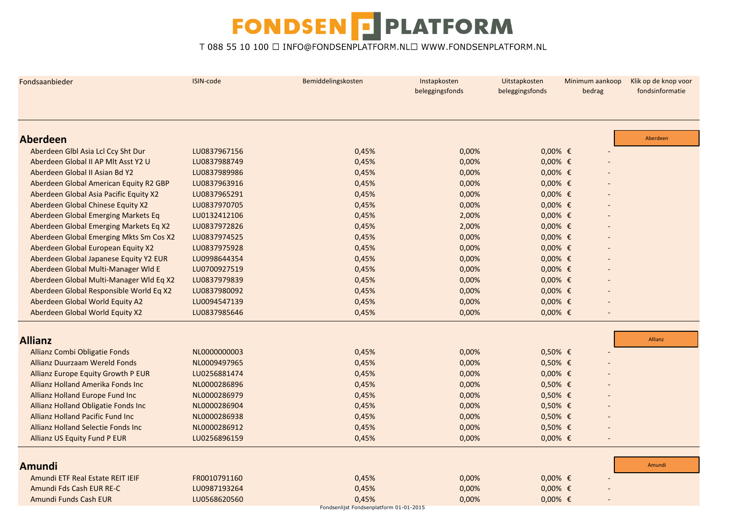# FONDSEN PLATFORM

T 088 55 10 100 ☐ INFO@FONDSENPLATFORM.NL☐ WWW.FONDSENPLATFORM.NL

| Fondsaanbieder | ISIN-code | Bemiddelingskosten | Instapkosten beleggingsfonds | Uitstapkosten beleggingsfonds | Minimum aankoop bedrag | Klik op de knop voor fondsinformatie |
|---|---|---|---|---|---|---|
| **Aberdeen** | | | | | | Aberdeen |
| Aberdeen Glbl Asia Lcl Ccy Sht Dur | LU0837967156 | 0,45% | 0,00% | 0,00% | € - | |
| Aberdeen Global II AP Mlt Asst Y2 U | LU0837988749 | 0,45% | 0,00% | 0,00% | € - | |
| Aberdeen Global II Asian Bd Y2 | LU0837989986 | 0,45% | 0,00% | 0,00% | € - | |
| Aberdeen Global American Equity R2 GBP | LU0837963916 | 0,45% | 0,00% | 0,00% | € - | |
| Aberdeen Global Asia Pacific Equity X2 | LU0837965291 | 0,45% | 0,00% | 0,00% | € - | |
| Aberdeen Global Chinese Equity X2 | LU0837970705 | 0,45% | 0,00% | 0,00% | € - | |
| Aberdeen Global Emerging Markets Eq | LU0132412106 | 0,45% | 2,00% | 0,00% | € - | |
| Aberdeen Global Emerging Markets Eq X2 | LU0837972826 | 0,45% | 2,00% | 0,00% | € - | |
| Aberdeen Global Emerging Mkts Sm Cos X2 | LU0837974525 | 0,45% | 0,00% | 0,00% | € - | |
| Aberdeen Global European Equity X2 | LU0837975928 | 0,45% | 0,00% | 0,00% | € - | |
| Aberdeen Global Japanese Equity Y2 EUR | LU0998644354 | 0,45% | 0,00% | 0,00% | € - | |
| Aberdeen Global Multi-Manager Wld E | LU0700927519 | 0,45% | 0,00% | 0,00% | € - | |
| Aberdeen Global Multi-Manager Wld Eq X2 | LU0837979839 | 0,45% | 0,00% | 0,00% | € - | |
| Aberdeen Global Responsible World Eq X2 | LU0837980092 | 0,45% | 0,00% | 0,00% | € - | |
| Aberdeen Global World Equity A2 | LU0094547139 | 0,45% | 0,00% | 0,00% | € - | |
| Aberdeen Global World Equity X2 | LU0837985646 | 0,45% | 0,00% | 0,00% | € - | |
| **Allianz** | | | | | | Allianz |
| Allianz Combi Obligatie Fonds | NL0000000003 | 0,45% | 0,00% | 0,50% | € - | |
| Allianz Duurzaam Wereld Fonds | NL0009497965 | 0,45% | 0,00% | 0,50% | € - | |
| Allianz Europe Equity Growth P EUR | LU0256881474 | 0,45% | 0,00% | 0,00% | € - | |
| Allianz Holland Amerika Fonds Inc | NL0000286896 | 0,45% | 0,00% | 0,50% | € - | |
| Allianz Holland Europe Fund Inc | NL0000286979 | 0,45% | 0,00% | 0,50% | € - | |
| Allianz Holland Obligatie Fonds Inc | NL0000286904 | 0,45% | 0,00% | 0,50% | € - | |
| Allianz Holland Pacific Fund Inc | NL0000286938 | 0,45% | 0,00% | 0,50% | € - | |
| Allianz Holland Selectie Fonds Inc | NL0000286912 | 0,45% | 0,00% | 0,50% | € - | |
| Allianz US Equity Fund P EUR | LU0256896159 | 0,45% | 0,00% | 0,00% | € - | |
| **Amundi** | | | | | | Amundi |
| Amundi ETF Real Estate REIT IEIF | FR0010791160 | 0,45% | 0,00% | 0,00% | € - | |
| Amundi Fds Cash EUR RE-C | LU0987193264 | 0,45% | 0,00% | 0,00% | € - | |
| Amundi Funds Cash EUR | LU0568620560 | 0,45% | 0,00% | 0,00% | € - | |

Fondsenlijst Fondsenplatform 01-01-2015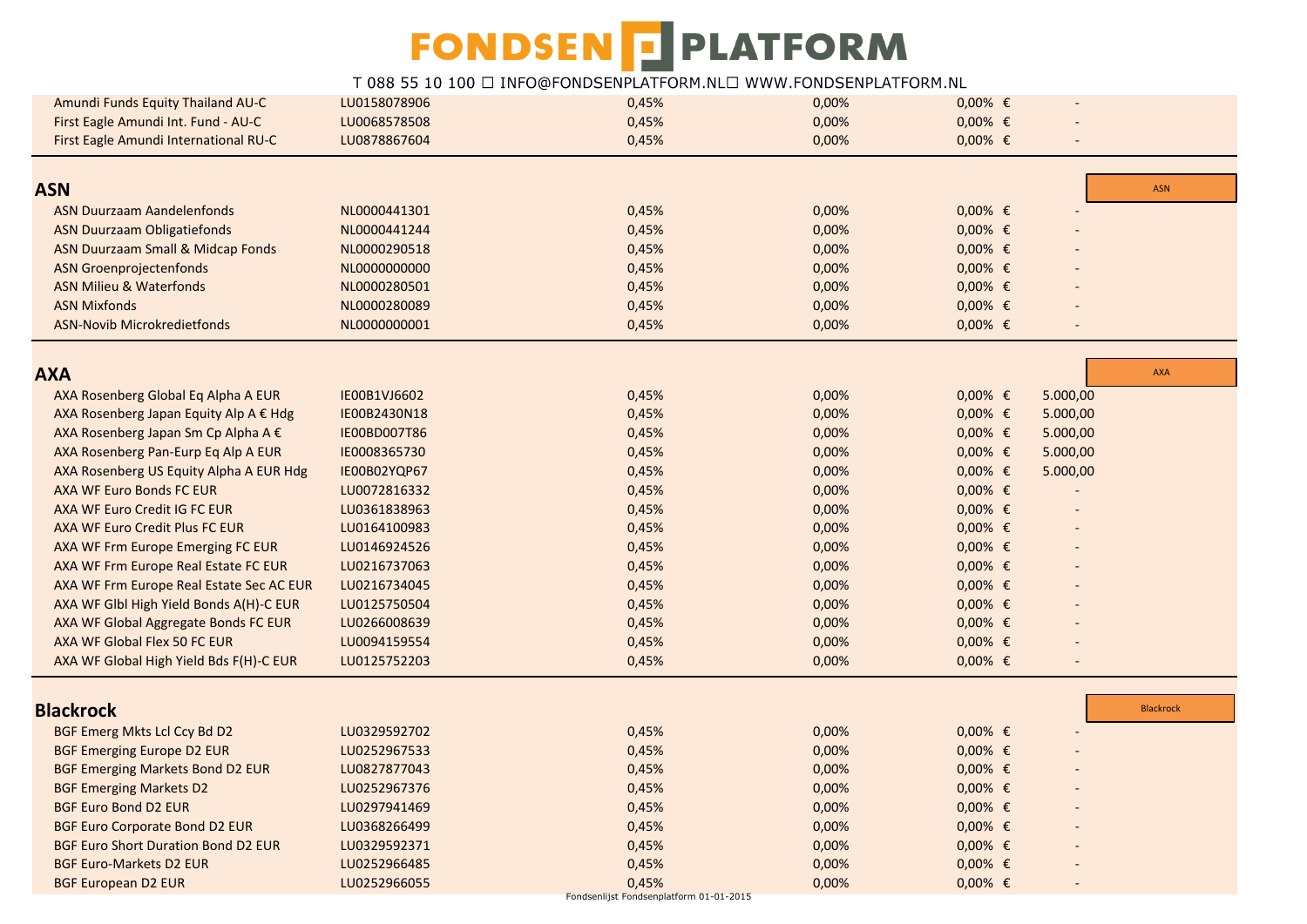| | | | | | |
|---|---|---|---|---|---|
| Amundi Funds Equity Thailand AU-C | LU0158078906 | 0,45% | 0,00% | 0,00% € | - |
| First Eagle Amundi Int. Fund - AU-C | LU0068578508 | 0,45% | 0,00% | 0,00% € | - |
| First Eagle Amundi International RU-C | LU0878867604 | 0,45% | 0,00% | 0,00% € | - |

## ASN

ASN

| | | | | | |
|---|---|---|---|---|---|
| ASN Duurzaam Aandelenfonds | NL0000441301 | 0,45% | 0,00% | 0,00% € | - |
| ASN Duurzaam Obligatiefonds | NL0000441244 | 0,45% | 0,00% | 0,00% € | - |
| ASN Duurzaam Small & Midcap Fonds | NL0000290518 | 0,45% | 0,00% | 0,00% € | - |
| ASN Groenprojectenfonds | NL0000000000 | 0,45% | 0,00% | 0,00% € | - |
| ASN Milieu & Waterfonds | NL0000280501 | 0,45% | 0,00% | 0,00% € | - |
| ASN Mixfonds | NL0000280089 | 0,45% | 0,00% | 0,00% € | - |
| ASN-Novib Microkredietfonds | NL0000000001 | 0,45% | 0,00% | 0,00% € | - |

## AXA

AXA

| | | | | | |
|---|---|---|---|---|---|
| AXA Rosenberg Global Eq Alpha A EUR | IE00B1VJ6602 | 0,45% | 0,00% | 0,00% € | 5.000,00 |
| AXA Rosenberg Japan Equity Alp A € Hdg | IE00B2430N18 | 0,45% | 0,00% | 0,00% € | 5.000,00 |
| AXA Rosenberg Japan Sm Cp Alpha A € | IE00BD007T86 | 0,45% | 0,00% | 0,00% € | 5.000,00 |
| AXA Rosenberg Pan-Eurp Eq Alp A EUR | IE0008365730 | 0,45% | 0,00% | 0,00% € | 5.000,00 |
| AXA Rosenberg US Equity Alpha A EUR Hdg | IE00B02YQP67 | 0,45% | 0,00% | 0,00% € | 5.000,00 |
| AXA WF Euro Bonds FC EUR | LU0072816332 | 0,45% | 0,00% | 0,00% € | - |
| AXA WF Euro Credit IG FC EUR | LU0361838963 | 0,45% | 0,00% | 0,00% € | - |
| AXA WF Euro Credit Plus FC EUR | LU0164100983 | 0,45% | 0,00% | 0,00% € | - |
| AXA WF Frm Europe Emerging FC EUR | LU0146924526 | 0,45% | 0,00% | 0,00% € | - |
| AXA WF Frm Europe Real Estate FC EUR | LU0216737063 | 0,45% | 0,00% | 0,00% € | - |
| AXA WF Frm Europe Real Estate Sec AC EUR | LU0216734045 | 0,45% | 0,00% | 0,00% € | - |
| AXA WF Glbl High Yield Bonds A(H)-C EUR | LU0125750504 | 0,45% | 0,00% | 0,00% € | - |
| AXA WF Global Aggregate Bonds FC EUR | LU0266008639 | 0,45% | 0,00% | 0,00% € | - |
| AXA WF Global Flex 50 FC EUR | LU0094159554 | 0,45% | 0,00% | 0,00% € | - |
| AXA WF Global High Yield Bds F(H)-C EUR | LU0125752203 | 0,45% | 0,00% | 0,00% € | - |

## Blackrock

Blackrock

| | | | | | |
|---|---|---|---|---|---|
| BGF Emerg Mkts Lcl Ccy Bd D2 | LU0329592702 | 0,45% | 0,00% | 0,00% € | - |
| BGF Emerging Europe D2 EUR | LU0252967533 | 0,45% | 0,00% | 0,00% € | - |
| BGF Emerging Markets Bond D2 EUR | LU0827877043 | 0,45% | 0,00% | 0,00% € | - |
| BGF Emerging Markets D2 | LU0252967376 | 0,45% | 0,00% | 0,00% € | - |
| BGF Euro Bond D2 EUR | LU0297941469 | 0,45% | 0,00% | 0,00% € | - |
| BGF Euro Corporate Bond D2 EUR | LU0368266499 | 0,45% | 0,00% | 0,00% € | - |
| BGF Euro Short Duration Bond D2 EUR | LU0329592371 | 0,45% | 0,00% | 0,00% € | - |
| BGF Euro-Markets D2 EUR | LU0252966485 | 0,45% | 0,00% | 0,00% € | - |
| BGF European D2 EUR | LU0252966055 | 0,45% | 0,00% | 0,00% € | - |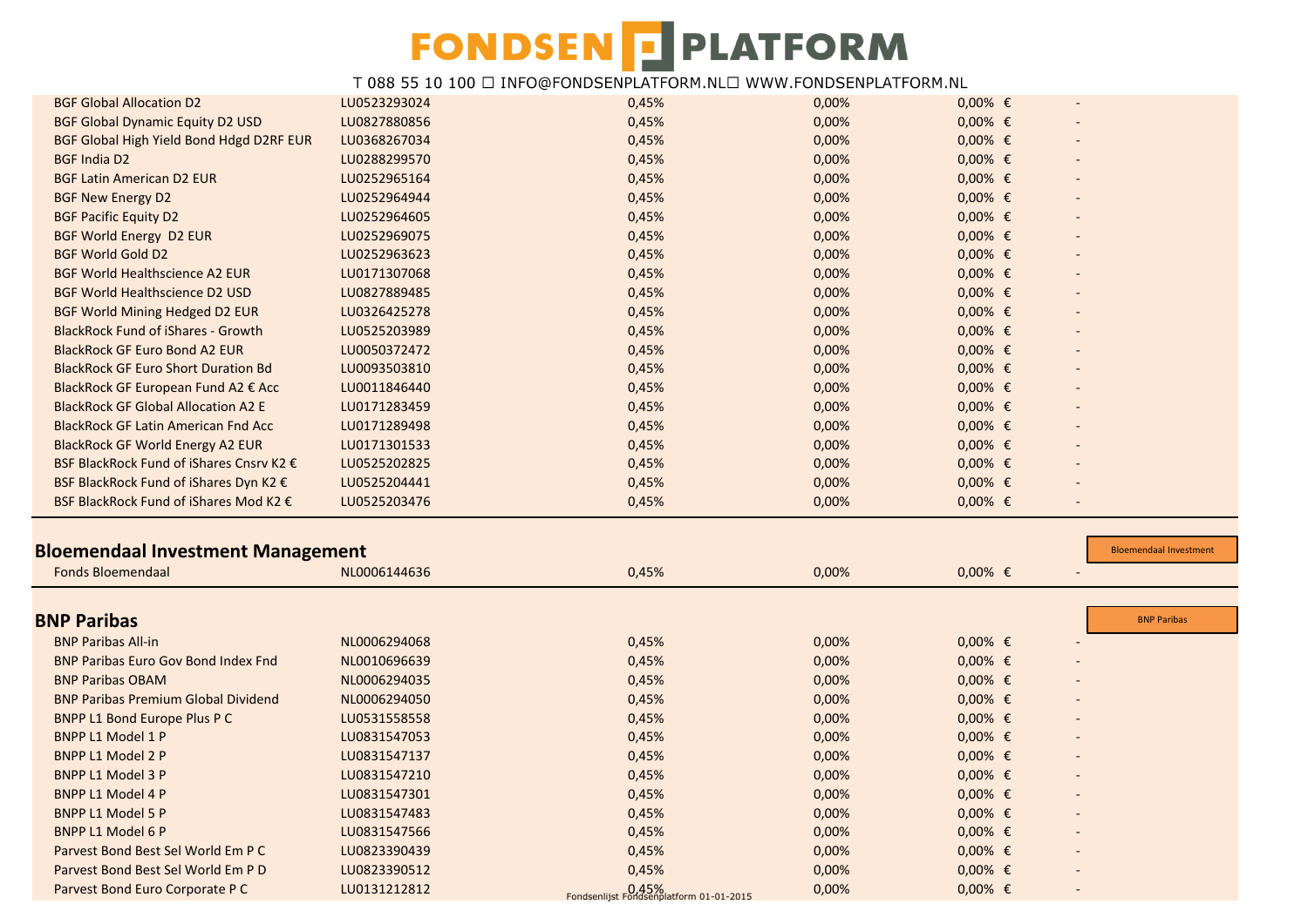| | | | | | |
|---|---|---|---|---|---|
| BGF Global Allocation D2 | LU0523293024 | 0,45% | 0,00% | 0,00% € | - |
| BGF Global Dynamic Equity D2 USD | LU0827880856 | 0,45% | 0,00% | 0,00% € | - |
| BGF Global High Yield Bond Hdgd D2RF EUR | LU0368267034 | 0,45% | 0,00% | 0,00% € | - |
| BGF India D2 | LU0288299570 | 0,45% | 0,00% | 0,00% € | - |
| BGF Latin American D2 EUR | LU0252965164 | 0,45% | 0,00% | 0,00% € | - |
| BGF New Energy D2 | LU0252964944 | 0,45% | 0,00% | 0,00% € | - |
| BGF Pacific Equity D2 | LU0252964605 | 0,45% | 0,00% | 0,00% € | - |
| BGF World Energy D2 EUR | LU0252969075 | 0,45% | 0,00% | 0,00% € | - |
| BGF World Gold D2 | LU0252963623 | 0,45% | 0,00% | 0,00% € | - |
| BGF World Healthscience A2 EUR | LU0171307068 | 0,45% | 0,00% | 0,00% € | - |
| BGF World Healthscience D2 USD | LU0827889485 | 0,45% | 0,00% | 0,00% € | - |
| BGF World Mining Hedged D2 EUR | LU0326425278 | 0,45% | 0,00% | 0,00% € | - |
| BlackRock Fund of iShares - Growth | LU0525203989 | 0,45% | 0,00% | 0,00% € | - |
| BlackRock GF Euro Bond A2 EUR | LU0050372472 | 0,45% | 0,00% | 0,00% € | - |
| BlackRock GF Euro Short Duration Bd | LU0093503810 | 0,45% | 0,00% | 0,00% € | - |
| BlackRock GF European Fund A2 € Acc | LU0011846440 | 0,45% | 0,00% | 0,00% € | - |
| BlackRock GF Global Allocation A2 E | LU0171283459 | 0,45% | 0,00% | 0,00% € | - |
| BlackRock GF Latin American Fnd Acc | LU0171289498 | 0,45% | 0,00% | 0,00% € | - |
| BlackRock GF World Energy A2 EUR | LU0171301533 | 0,45% | 0,00% | 0,00% € | - |
| BSF BlackRock Fund of iShares Cnsrv K2 € | LU0525202825 | 0,45% | 0,00% | 0,00% € | - |
| BSF BlackRock Fund of iShares Dyn K2 € | LU0525204441 | 0,45% | 0,00% | 0,00% € | - |
| BSF BlackRock Fund of iShares Mod K2 € | LU0525203476 | 0,45% | 0,00% | 0,00% € | - |

## Bloemendaal Investment Management

Bloemendaal Investment

| | | | | | |
|---|---|---|---|---|---|
| Fonds Bloemendaal | NL0006144636 | 0,45% | 0,00% | 0,00% € | - |

## BNP Paribas

BNP Paribas

| | | | | | |
|---|---|---|---|---|---|
| BNP Paribas All-in | NL0006294068 | 0,45% | 0,00% | 0,00% € | - |
| BNP Paribas Euro Gov Bond Index Fnd | NL0010696639 | 0,45% | 0,00% | 0,00% € | - |
| BNP Paribas OBAM | NL0006294035 | 0,45% | 0,00% | 0,00% € | - |
| BNP Paribas Premium Global Dividend | NL0006294050 | 0,45% | 0,00% | 0,00% € | - |
| BNPP L1 Bond Europe Plus P C | LU0531558558 | 0,45% | 0,00% | 0,00% € | - |
| BNPP L1 Model 1 P | LU0831547053 | 0,45% | 0,00% | 0,00% € | - |
| BNPP L1 Model 2 P | LU0831547137 | 0,45% | 0,00% | 0,00% € | - |
| BNPP L1 Model 3 P | LU0831547210 | 0,45% | 0,00% | 0,00% € | - |
| BNPP L1 Model 4 P | LU0831547301 | 0,45% | 0,00% | 0,00% € | - |
| BNPP L1 Model 5 P | LU0831547483 | 0,45% | 0,00% | 0,00% € | - |
| BNPP L1 Model 6 P | LU0831547566 | 0,45% | 0,00% | 0,00% € | - |
| Parvest Bond Best Sel World Em P C | LU0823390439 | 0,45% | 0,00% | 0,00% € | - |
| Parvest Bond Best Sel World Em P D | LU0823390512 | 0,45% | 0,00% | 0,00% € | - |
| Parvest Bond Euro Corporate P C | LU0131212812 | 0,45% | 0,00% | 0,00% € | - |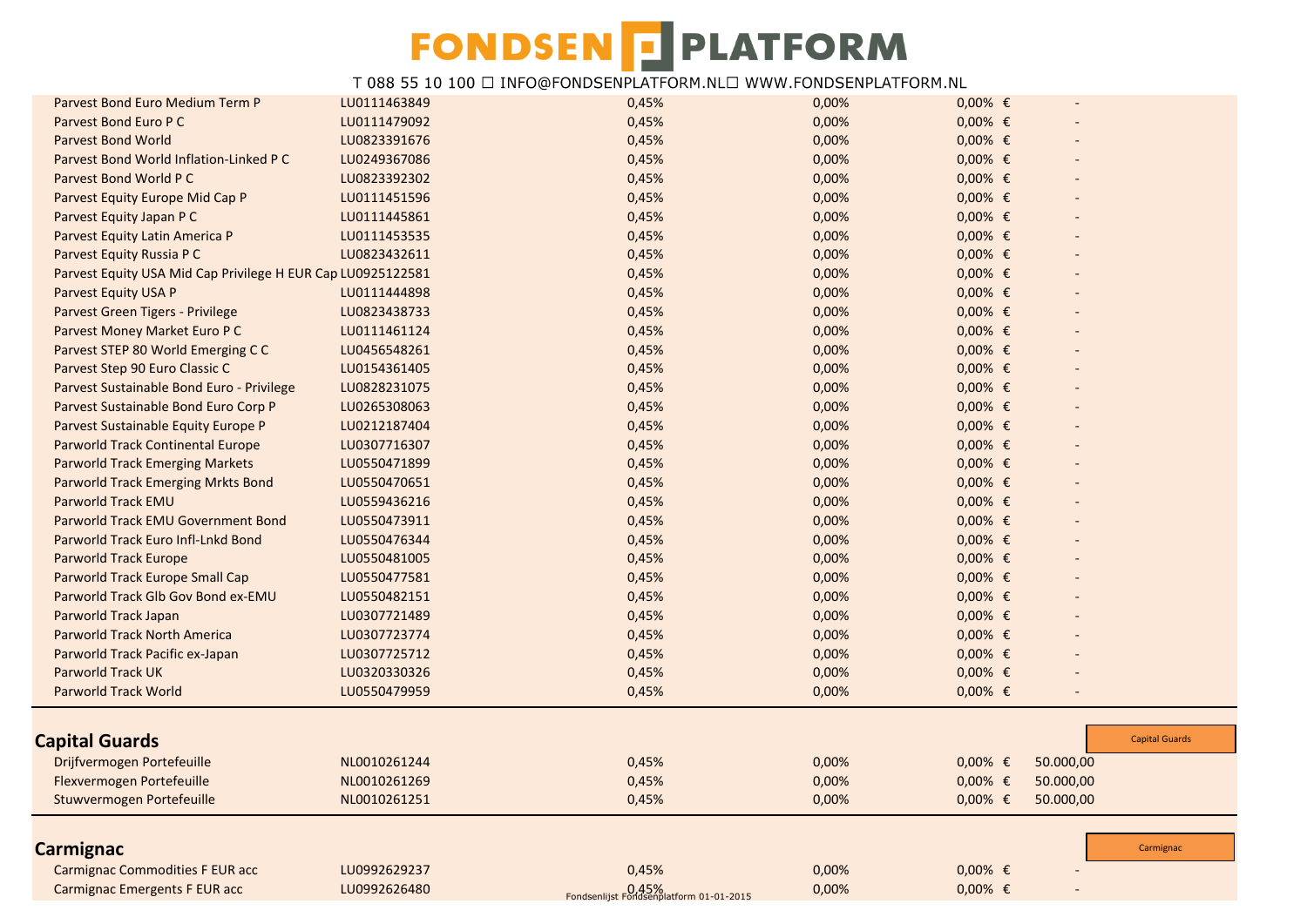| | | | | | |
|---|---|---|---|---|---|
| Parvest Bond Euro Medium Term P | LU0111463849 | 0,45% | 0,00% | 0,00% | € - |
| Parvest Bond Euro P C | LU0111479092 | 0,45% | 0,00% | 0,00% | € - |
| Parvest Bond World | LU0823391676 | 0,45% | 0,00% | 0,00% | € - |
| Parvest Bond World Inflation-Linked P C | LU0249367086 | 0,45% | 0,00% | 0,00% | € - |
| Parvest Bond World P C | LU0823392302 | 0,45% | 0,00% | 0,00% | € - |
| Parvest Equity Europe Mid Cap P | LU0111451596 | 0,45% | 0,00% | 0,00% | € - |
| Parvest Equity Japan P C | LU0111445861 | 0,45% | 0,00% | 0,00% | € - |
| Parvest Equity Latin America P | LU0111453535 | 0,45% | 0,00% | 0,00% | € - |
| Parvest Equity Russia P C | LU0823432611 | 0,45% | 0,00% | 0,00% | € - |
| Parvest Equity USA Mid Cap Privilege H EUR Cap | LU0925122581 | 0,45% | 0,00% | 0,00% | € - |
| Parvest Equity USA P | LU0111444898 | 0,45% | 0,00% | 0,00% | € - |
| Parvest Green Tigers - Privilege | LU0823438733 | 0,45% | 0,00% | 0,00% | € - |
| Parvest Money Market Euro P C | LU0111461124 | 0,45% | 0,00% | 0,00% | € - |
| Parvest STEP 80 World Emerging C C | LU0456548261 | 0,45% | 0,00% | 0,00% | € - |
| Parvest Step 90 Euro Classic C | LU0154361405 | 0,45% | 0,00% | 0,00% | € - |
| Parvest Sustainable Bond Euro - Privilege | LU0828231075 | 0,45% | 0,00% | 0,00% | € - |
| Parvest Sustainable Bond Euro Corp P | LU0265308063 | 0,45% | 0,00% | 0,00% | € - |
| Parvest Sustainable Equity Europe P | LU0212187404 | 0,45% | 0,00% | 0,00% | € - |
| Parworld Track Continental Europe | LU0307716307 | 0,45% | 0,00% | 0,00% | € - |
| Parworld Track Emerging Markets | LU0550471899 | 0,45% | 0,00% | 0,00% | € - |
| Parworld Track Emerging Mrkts Bond | LU0550470651 | 0,45% | 0,00% | 0,00% | € - |
| Parworld Track EMU | LU0559436216 | 0,45% | 0,00% | 0,00% | € - |
| Parworld Track EMU Government Bond | LU0550473911 | 0,45% | 0,00% | 0,00% | € - |
| Parworld Track Euro Infl-Lnkd Bond | LU0550476344 | 0,45% | 0,00% | 0,00% | € - |
| Parworld Track Europe | LU0550481005 | 0,45% | 0,00% | 0,00% | € - |
| Parworld Track Europe Small Cap | LU0550477581 | 0,45% | 0,00% | 0,00% | € - |
| Parworld Track Glb Gov Bond ex-EMU | LU0550482151 | 0,45% | 0,00% | 0,00% | € - |
| Parworld Track Japan | LU0307721489 | 0,45% | 0,00% | 0,00% | € - |
| Parworld Track North America | LU0307723774 | 0,45% | 0,00% | 0,00% | € - |
| Parworld Track Pacific ex-Japan | LU0307725712 | 0,45% | 0,00% | 0,00% | € - |
| Parworld Track UK | LU0320330326 | 0,45% | 0,00% | 0,00% | € - |
| Parworld Track World | LU0550479959 | 0,45% | 0,00% | 0,00% | € - |

## Capital Guards

Capital Guards

| | | | | | |
|---|---|---|---|---|---|
| Drijfvermogen Portefeuille | NL0010261244 | 0,45% | 0,00% | 0,00% | € 50.000,00 |
| Flexvermogen Portefeuille | NL0010261269 | 0,45% | 0,00% | 0,00% | € 50.000,00 |
| Stuwvermogen Portefeuille | NL0010261251 | 0,45% | 0,00% | 0,00% | € 50.000,00 |

## Carmignac

Carmignac

| | | | | | |
|---|---|---|---|---|---|
| Carmignac Commodities F EUR acc | LU0992629237 | 0,45% | 0,00% | 0,00% | € - |
| Carmignac Emergents F EUR acc | LU0992626480 | 0,45% | 0,00% | 0,00% | € - |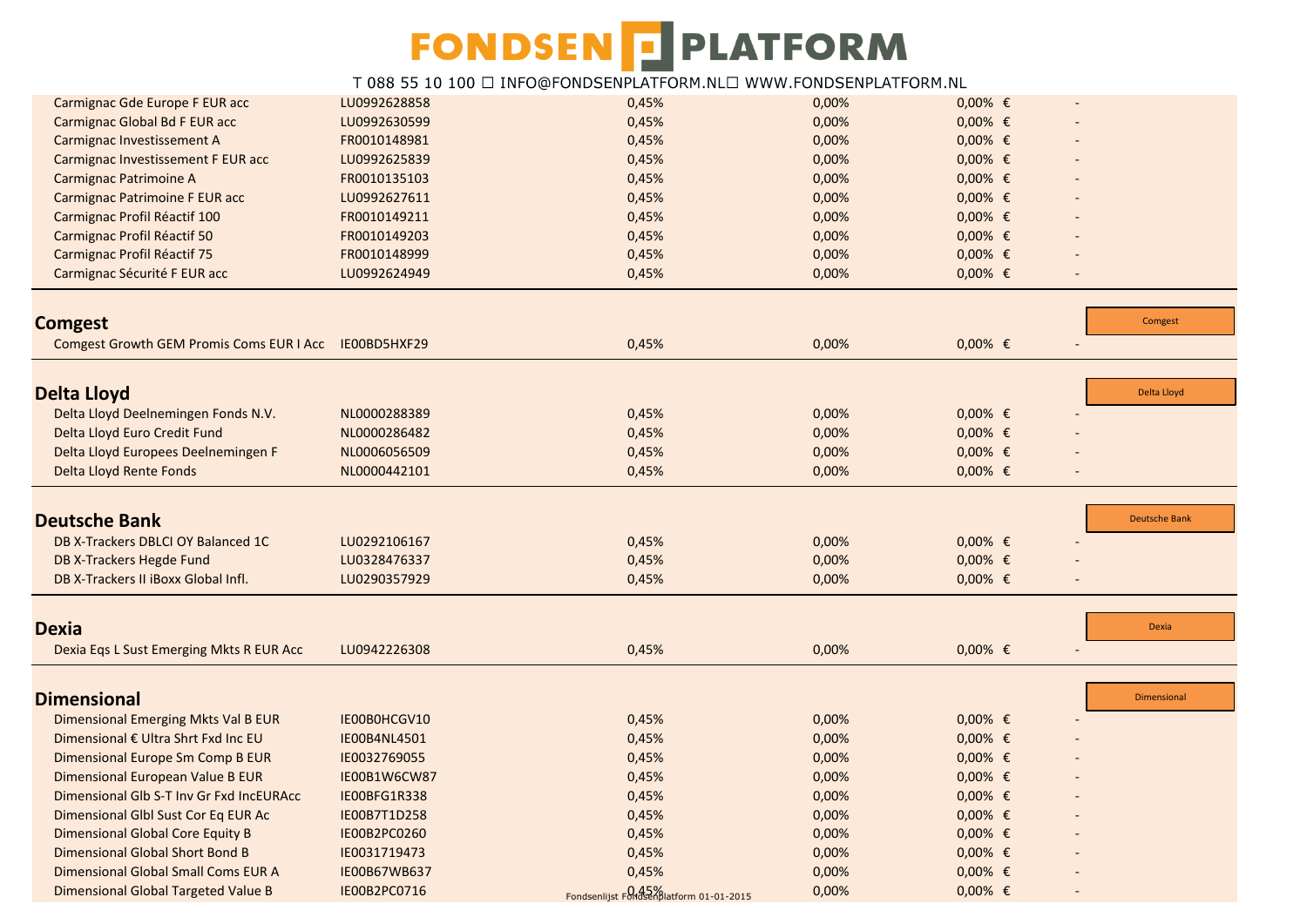| | | | | | |
|---|---|---|---|---|---|
| Carmignac Gde Europe F EUR acc | LU0992628858 | 0,45% | 0,00% | 0,00% € | - |
| Carmignac Global Bd F EUR acc | LU0992630599 | 0,45% | 0,00% | 0,00% € | - |
| Carmignac Investissement A | FR0010148981 | 0,45% | 0,00% | 0,00% € | - |
| Carmignac Investissement F EUR acc | LU0992625839 | 0,45% | 0,00% | 0,00% € | - |
| Carmignac Patrimoine A | FR0010135103 | 0,45% | 0,00% | 0,00% € | - |
| Carmignac Patrimoine F EUR acc | LU0992627611 | 0,45% | 0,00% | 0,00% € | - |
| Carmignac Profil Réactif 100 | FR0010149211 | 0,45% | 0,00% | 0,00% € | - |
| Carmignac Profil Réactif 50 | FR0010149203 | 0,45% | 0,00% | 0,00% € | - |
| Carmignac Profil Réactif 75 | FR0010148999 | 0,45% | 0,00% | 0,00% € | - |
| Carmignac Sécurité F EUR acc | LU0992624949 | 0,45% | 0,00% | 0,00% € | - |

## Comgest

Comgest

| | | | | | |
|---|---|---|---|---|---|
| Comgest Growth GEM Promis Coms EUR I Acc | IE00BD5HXF29 | 0,45% | 0,00% | 0,00% € | - |

## Delta Lloyd

Delta Lloyd

| | | | | | |
|---|---|---|---|---|---|
| Delta Lloyd Deelnemingen Fonds N.V. | NL0000288389 | 0,45% | 0,00% | 0,00% € | - |
| Delta Lloyd Euro Credit Fund | NL0000286482 | 0,45% | 0,00% | 0,00% € | - |
| Delta Lloyd Europees Deelnemingen F | NL0006056509 | 0,45% | 0,00% | 0,00% € | - |
| Delta Lloyd Rente Fonds | NL0000442101 | 0,45% | 0,00% | 0,00% € | - |

## Deutsche Bank

Deutsche Bank

| | | | | | |
|---|---|---|---|---|---|
| DB X-Trackers DBLCI OY Balanced 1C | LU0292106167 | 0,45% | 0,00% | 0,00% € | - |
| DB X-Trackers Hegde Fund | LU0328476337 | 0,45% | 0,00% | 0,00% € | - |
| DB X-Trackers II iBoxx Global Infl. | LU0290357929 | 0,45% | 0,00% | 0,00% € | - |

## Dexia

Dexia

| | | | | | |
|---|---|---|---|---|---|
| Dexia Eqs L Sust Emerging Mkts R EUR Acc | LU0942226308 | 0,45% | 0,00% | 0,00% € | - |

## Dimensional

Dimensional

| | | | | | |
|---|---|---|---|---|---|
| Dimensional Emerging Mkts Val B EUR | IE00B0HCGV10 | 0,45% | 0,00% | 0,00% € | - |
| Dimensional € Ultra Shrt Fxd Inc EU | IE00B4NL4501 | 0,45% | 0,00% | 0,00% € | - |
| Dimensional Europe Sm Comp B EUR | IE0032769055 | 0,45% | 0,00% | 0,00% € | - |
| Dimensional European Value B EUR | IE00B1W6CW87 | 0,45% | 0,00% | 0,00% € | - |
| Dimensional Glb S-T Inv Gr Fxd IncEURAcc | IE00BFG1R338 | 0,45% | 0,00% | 0,00% € | - |
| Dimensional Glbl Sust Cor Eq EUR Ac | IE00B7T1D258 | 0,45% | 0,00% | 0,00% € | - |
| Dimensional Global Core Equity B | IE00B2PC0260 | 0,45% | 0,00% | 0,00% € | - |
| Dimensional Global Short Bond B | IE0031719473 | 0,45% | 0,00% | 0,00% € | - |
| Dimensional Global Small Coms EUR A | IE00B67WB637 | 0,45% | 0,00% | 0,00% € | - |
| Dimensional Global Targeted Value B | IE00B2PC0716 | 0,45% | 0,00% | 0,00% € | - |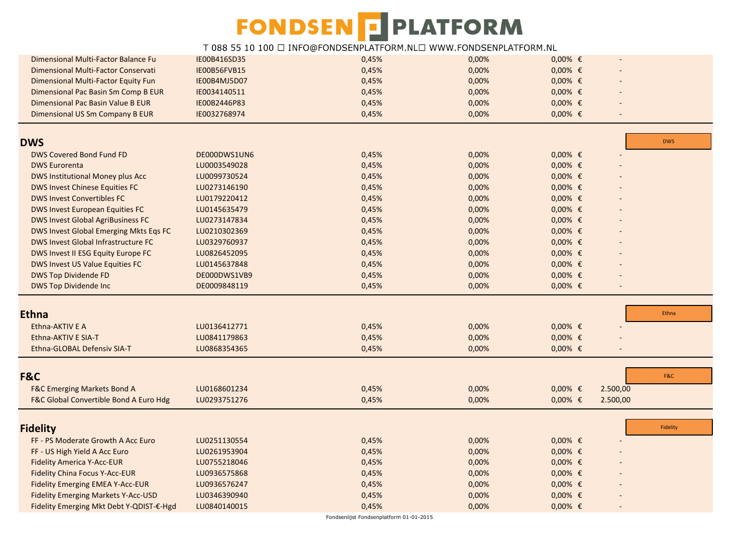| | | | | | |
|---|---|---|---|---|---|
| Dimensional Multi-Factor Balance Fu | IE00B416SD35 | 0,45% | 0,00% | 0,00% € | - |
| Dimensional Multi-Factor Conservati | IE00B56FVB15 | 0,45% | 0,00% | 0,00% € | - |
| Dimensional Multi-Factor Equity Fun | IE00B4MJ5D07 | 0,45% | 0,00% | 0,00% € | - |
| Dimensional Pac Basin Sm Comp B EUR | IE0034140511 | 0,45% | 0,00% | 0,00% € | - |
| Dimensional Pac Basin Value B EUR | IE00B2446P83 | 0,45% | 0,00% | 0,00% € | - |
| Dimensional US Sm Company B EUR | IE0032768974 | 0,45% | 0,00% | 0,00% € | - |

## DWS

DWS

| | | | | | |
|---|---|---|---|---|---|
| DWS Covered Bond Fund FD | DE000DWS1UN6 | 0,45% | 0,00% | 0,00% € | - |
| DWS Eurorenta | LU0003549028 | 0,45% | 0,00% | 0,00% € | - |
| DWS Institutional Money plus Acc | LU0099730524 | 0,45% | 0,00% | 0,00% € | - |
| DWS Invest Chinese Equities FC | LU0273146190 | 0,45% | 0,00% | 0,00% € | - |
| DWS Invest Convertibles FC | LU0179220412 | 0,45% | 0,00% | 0,00% € | - |
| DWS Invest European Equities FC | LU0145635479 | 0,45% | 0,00% | 0,00% € | - |
| DWS Invest Global AgriBusiness FC | LU0273147834 | 0,45% | 0,00% | 0,00% € | - |
| DWS Invest Global Emerging Mkts Eqs FC | LU0210302369 | 0,45% | 0,00% | 0,00% € | - |
| DWS Invest Global Infrastructure FC | LU0329760937 | 0,45% | 0,00% | 0,00% € | - |
| DWS Invest II ESG Equity Europe FC | LU0826452095 | 0,45% | 0,00% | 0,00% € | - |
| DWS Invest US Value Equities FC | LU0145637848 | 0,45% | 0,00% | 0,00% € | - |
| DWS Top Dividende FD | DE000DWS1VB9 | 0,45% | 0,00% | 0,00% € | - |
| DWS Top Dividende Inc | DE0009848119 | 0,45% | 0,00% | 0,00% € | - |

## Ethna

Ethna

| | | | | | |
|---|---|---|---|---|---|
| Ethna-AKTIV E A | LU0136412771 | 0,45% | 0,00% | 0,00% € | - |
| Ethna-AKTIV E SIA-T | LU0841179863 | 0,45% | 0,00% | 0,00% € | - |
| Ethna-GLOBAL Defensiv SIA-T | LU0868354365 | 0,45% | 0,00% | 0,00% € | - |

## F&C

F&C

| | | | | | |
|---|---|---|---|---|---|
| F&C Emerging Markets Bond A | LU0168601234 | 0,45% | 0,00% | 0,00% € | 2.500,00 |
| F&C Global Convertible Bond A Euro Hdg | LU0293751276 | 0,45% | 0,00% | 0,00% € | 2.500,00 |

## Fidelity

Fidelity

| | | | | | |
|---|---|---|---|---|---|
| FF - PS Moderate Growth A Acc Euro | LU0251130554 | 0,45% | 0,00% | 0,00% € | - |
| FF - US High Yield A Acc Euro | LU0261953904 | 0,45% | 0,00% | 0,00% € | - |
| Fidelity America Y-Acc-EUR | LU0755218046 | 0,45% | 0,00% | 0,00% € | - |
| Fidelity China Focus Y-Acc-EUR | LU0936575868 | 0,45% | 0,00% | 0,00% € | - |
| Fidelity Emerging EMEA Y-Acc-EUR | LU0936576247 | 0,45% | 0,00% | 0,00% € | - |
| Fidelity Emerging Markets Y-Acc-USD | LU0346390940 | 0,45% | 0,00% | 0,00% € | - |
| Fidelity Emerging Mkt Debt Y-QDIST-€-Hgd | LU0840140015 | 0,45% | 0,00% | 0,00% € | - |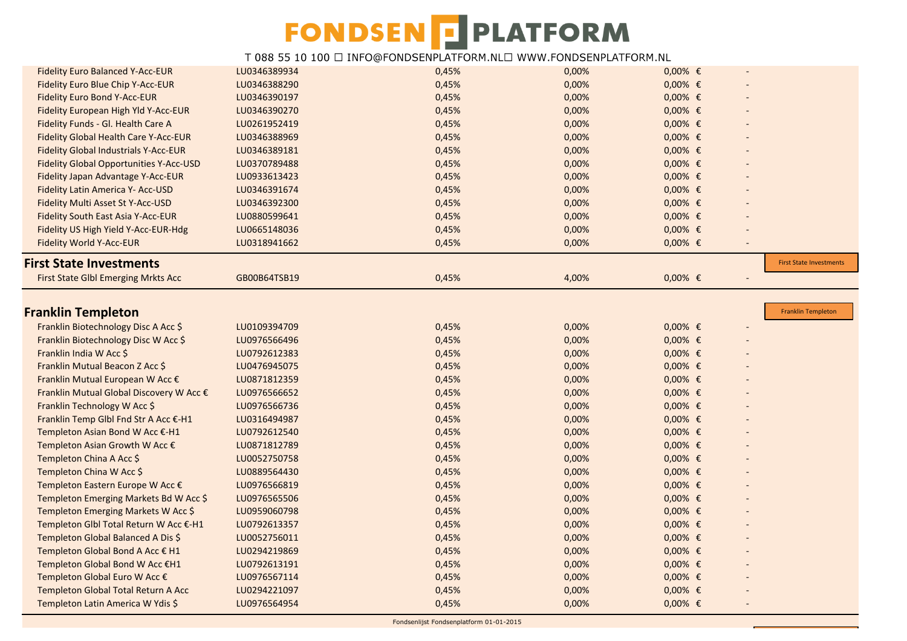| | | | | | |
|---|---|---|---|---|---|
| Fidelity Euro Balanced Y-Acc-EUR | LU0346389934 | 0,45% | 0,00% | 0,00% | € - |
| Fidelity Euro Blue Chip Y-Acc-EUR | LU0346388290 | 0,45% | 0,00% | 0,00% | € - |
| Fidelity Euro Bond Y-Acc-EUR | LU0346390197 | 0,45% | 0,00% | 0,00% | € - |
| Fidelity European High Yld Y-Acc-EUR | LU0346390270 | 0,45% | 0,00% | 0,00% | € - |
| Fidelity Funds - Gl. Health Care A | LU0261952419 | 0,45% | 0,00% | 0,00% | € - |
| Fidelity Global Health Care Y-Acc-EUR | LU0346388969 | 0,45% | 0,00% | 0,00% | € - |
| Fidelity Global Industrials Y-Acc-EUR | LU0346389181 | 0,45% | 0,00% | 0,00% | € - |
| Fidelity Global Opportunities Y-Acc-USD | LU0370789488 | 0,45% | 0,00% | 0,00% | € - |
| Fidelity Japan Advantage Y-Acc-EUR | LU0933613423 | 0,45% | 0,00% | 0,00% | € - |
| Fidelity Latin America Y- Acc-USD | LU0346391674 | 0,45% | 0,00% | 0,00% | € - |
| Fidelity Multi Asset St Y-Acc-USD | LU0346392300 | 0,45% | 0,00% | 0,00% | € - |
| Fidelity South East Asia Y-Acc-EUR | LU0880599641 | 0,45% | 0,00% | 0,00% | € - |
| Fidelity US High Yield Y-Acc-EUR-Hdg | LU0665148036 | 0,45% | 0,00% | 0,00% | € - |
| Fidelity World Y-Acc-EUR | LU0318941662 | 0,45% | 0,00% | 0,00% | € - |

## First State Investments

First State Investments

| | | | | | |
|---|---|---|---|---|---|
| First State Glbl Emerging Mrkts Acc | GB00B64TSB19 | 0,45% | 4,00% | 0,00% | € - |

## Franklin Templeton

Franklin Templeton

| | | | | | |
|---|---|---|---|---|---|
| Franklin Biotechnology Disc A Acc $ | LU0109394709 | 0,45% | 0,00% | 0,00% | € - |
| Franklin Biotechnology Disc W Acc $ | LU0976566496 | 0,45% | 0,00% | 0,00% | € - |
| Franklin India W Acc $ | LU0792612383 | 0,45% | 0,00% | 0,00% | € - |
| Franklin Mutual Beacon Z Acc $ | LU0476945075 | 0,45% | 0,00% | 0,00% | € - |
| Franklin Mutual European W Acc € | LU0871812359 | 0,45% | 0,00% | 0,00% | € - |
| Franklin Mutual Global Discovery W Acc € | LU0976566652 | 0,45% | 0,00% | 0,00% | € - |
| Franklin Technology W Acc $ | LU0976566736 | 0,45% | 0,00% | 0,00% | € - |
| Franklin Temp Glbl Fnd Str A Acc €-H1 | LU0316494987 | 0,45% | 0,00% | 0,00% | € - |
| Templeton Asian Bond W Acc €-H1 | LU0792612540 | 0,45% | 0,00% | 0,00% | € - |
| Templeton Asian Growth W Acc € | LU0871812789 | 0,45% | 0,00% | 0,00% | € - |
| Templeton China A Acc $ | LU0052750758 | 0,45% | 0,00% | 0,00% | € - |
| Templeton China W Acc $ | LU0889564430 | 0,45% | 0,00% | 0,00% | € - |
| Templeton Eastern Europe W Acc € | LU0976566819 | 0,45% | 0,00% | 0,00% | € - |
| Templeton Emerging Markets Bd W Acc $ | LU0976565506 | 0,45% | 0,00% | 0,00% | € - |
| Templeton Emerging Markets W Acc $ | LU0959060798 | 0,45% | 0,00% | 0,00% | € - |
| Templeton Glbl Total Return W Acc €-H1 | LU0792613357 | 0,45% | 0,00% | 0,00% | € - |
| Templeton Global Balanced A Dis $ | LU0052756011 | 0,45% | 0,00% | 0,00% | € - |
| Templeton Global Bond A Acc € H1 | LU0294219869 | 0,45% | 0,00% | 0,00% | € - |
| Templeton Global Bond W Acc €H1 | LU0792613191 | 0,45% | 0,00% | 0,00% | € - |
| Templeton Global Euro W Acc € | LU0976567114 | 0,45% | 0,00% | 0,00% | € - |
| Templeton Global Total Return A Acc | LU0294221097 | 0,45% | 0,00% | 0,00% | € - |
| Templeton Latin America W Ydis $ | LU0976564954 | 0,45% | 0,00% | 0,00% | € - |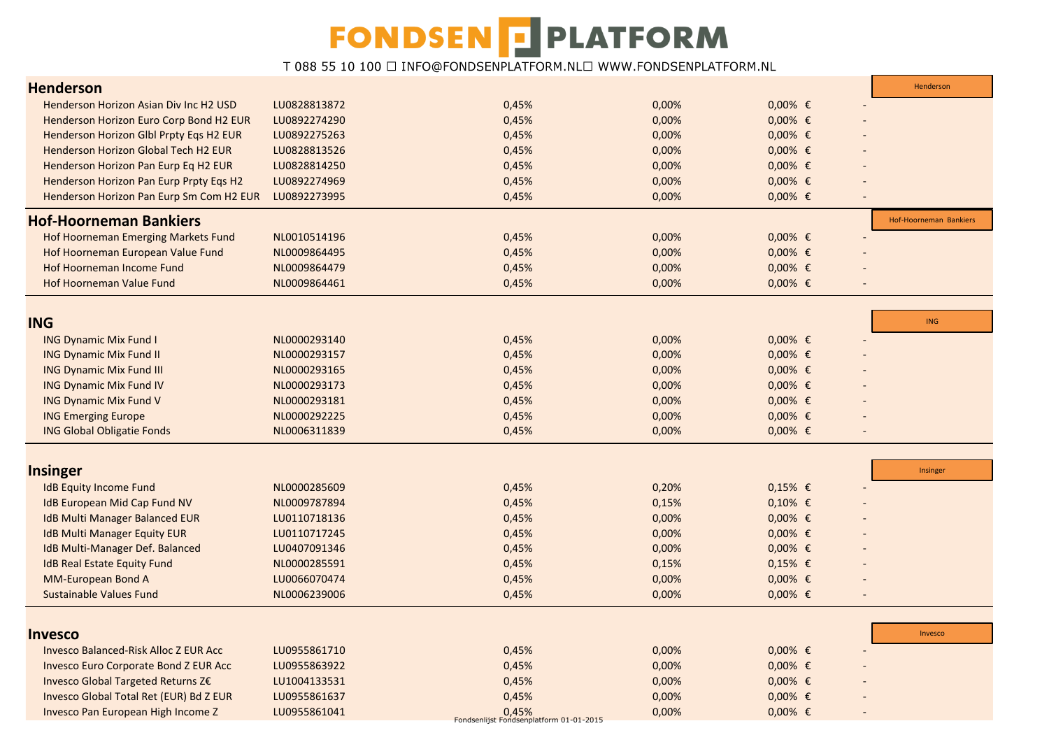## Henderson

| | | | | | |
|---|---|---|---|---|---|
| Henderson Horizon Asian Div Inc H2 USD | LU0828813872 | 0,45% | 0,00% | 0,00% € | - |
| Henderson Horizon Euro Corp Bond H2 EUR | LU0892274290 | 0,45% | 0,00% | 0,00% € | - |
| Henderson Horizon Glbl Prpty Eqs H2 EUR | LU0892275263 | 0,45% | 0,00% | 0,00% € | - |
| Henderson Horizon Global Tech H2 EUR | LU0828813526 | 0,45% | 0,00% | 0,00% € | - |
| Henderson Horizon Pan Eurp Eq H2 EUR | LU0828814250 | 0,45% | 0,00% | 0,00% € | - |
| Henderson Horizon Pan Eurp Prpty Eqs H2 | LU0892274969 | 0,45% | 0,00% | 0,00% € | - |
| Henderson Horizon Pan Eurp Sm Com H2 EUR | LU0892273995 | 0,45% | 0,00% | 0,00% € | - |

## Hof-Hoorneman Bankiers

| | | | | | |
|---|---|---|---|---|---|
| Hof Hoorneman Emerging Markets Fund | NL0010514196 | 0,45% | 0,00% | 0,00% € | - |
| Hof Hoorneman European Value Fund | NL0009864495 | 0,45% | 0,00% | 0,00% € | - |
| Hof Hoorneman Income Fund | NL0009864479 | 0,45% | 0,00% | 0,00% € | - |
| Hof Hoorneman Value Fund | NL0009864461 | 0,45% | 0,00% | 0,00% € | - |

## ING

| | | | | | |
|---|---|---|---|---|---|
| ING Dynamic Mix Fund I | NL0000293140 | 0,45% | 0,00% | 0,00% € | - |
| ING Dynamic Mix Fund II | NL0000293157 | 0,45% | 0,00% | 0,00% € | - |
| ING Dynamic Mix Fund III | NL0000293165 | 0,45% | 0,00% | 0,00% € | - |
| ING Dynamic Mix Fund IV | NL0000293173 | 0,45% | 0,00% | 0,00% € | - |
| ING Dynamic Mix Fund V | NL0000293181 | 0,45% | 0,00% | 0,00% € | - |
| ING Emerging Europe | NL0000292225 | 0,45% | 0,00% | 0,00% € | - |
| ING Global Obligatie Fonds | NL0006311839 | 0,45% | 0,00% | 0,00% € | - |

## Insinger

| | | | | | |
|---|---|---|---|---|---|
| IdB Equity Income Fund | NL0000285609 | 0,45% | 0,20% | 0,15% € | - |
| IdB European Mid Cap Fund NV | NL0009787894 | 0,45% | 0,15% | 0,10% € | - |
| IdB Multi Manager Balanced EUR | LU0110718136 | 0,45% | 0,00% | 0,00% € | - |
| IdB Multi Manager Equity EUR | LU0110717245 | 0,45% | 0,00% | 0,00% € | - |
| IdB Multi-Manager Def. Balanced | LU0407091346 | 0,45% | 0,00% | 0,00% € | - |
| IdB Real Estate Equity Fund | NL0000285591 | 0,45% | 0,15% | 0,15% € | - |
| MM-European Bond A | LU0066070474 | 0,45% | 0,00% | 0,00% € | - |
| Sustainable Values Fund | NL0006239006 | 0,45% | 0,00% | 0,00% € | - |

## Invesco

| | | | | | |
|---|---|---|---|---|---|
| Invesco Balanced-Risk Alloc Z EUR Acc | LU0955861710 | 0,45% | 0,00% | 0,00% € | - |
| Invesco Euro Corporate Bond Z EUR Acc | LU0955863922 | 0,45% | 0,00% | 0,00% € | - |
| Invesco Global Targeted Returns Z€ | LU1004133531 | 0,45% | 0,00% | 0,00% € | - |
| Invesco Global Total Ret (EUR) Bd Z EUR | LU0955861637 | 0,45% | 0,00% | 0,00% € | - |
| Invesco Pan European High Income Z | LU0955861041 | 0,45% | 0,00% | 0,00% € | - |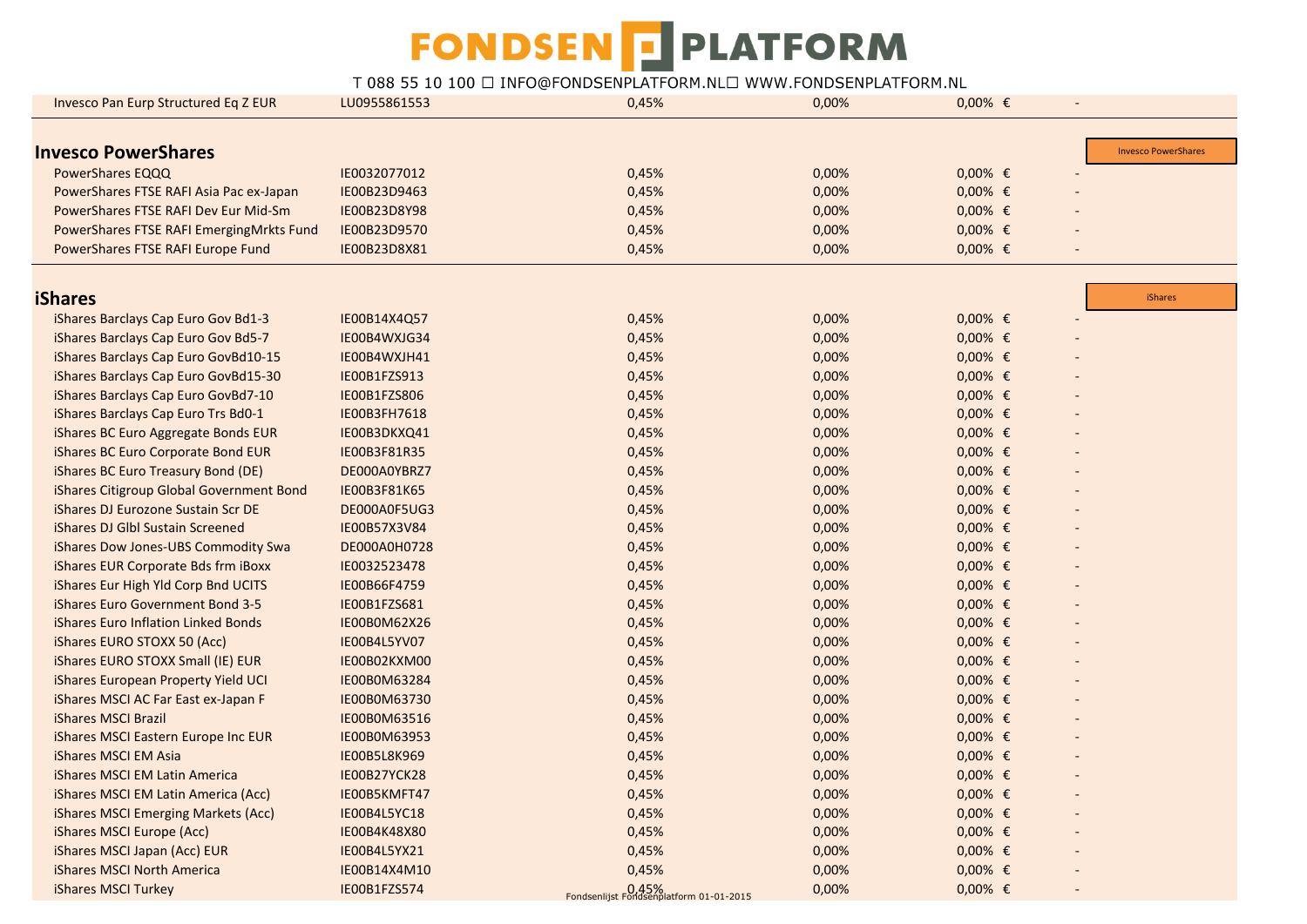| | | | | | |
|---|---|---|---|---|---|
| Invesco Pan Eurp Structured Eq Z EUR | LU0955861553 | 0,45% | 0,00% | 0,00% € | - |

## Invesco PowerShares

Invesco PowerShares

| | | | | | |
|---|---|---|---|---|---|
| PowerShares EQQQ | IE0032077012 | 0,45% | 0,00% | 0,00% € | - |
| PowerShares FTSE RAFI Asia Pac ex-Japan | IE00B23D9463 | 0,45% | 0,00% | 0,00% € | - |
| PowerShares FTSE RAFI Dev Eur Mid-Sm | IE00B23D8Y98 | 0,45% | 0,00% | 0,00% € | - |
| PowerShares FTSE RAFI EmergingMrkts Fund | IE00B23D9570 | 0,45% | 0,00% | 0,00% € | - |
| PowerShares FTSE RAFI Europe Fund | IE00B23D8X81 | 0,45% | 0,00% | 0,00% € | - |

## iShares

iShares

| | | | | | |
|---|---|---|---|---|---|
| iShares Barclays Cap Euro Gov Bd1-3 | IE00B14X4Q57 | 0,45% | 0,00% | 0,00% € | - |
| iShares Barclays Cap Euro Gov Bd5-7 | IE00B4WXJG34 | 0,45% | 0,00% | 0,00% € | - |
| iShares Barclays Cap Euro GovBd10-15 | IE00B4WXJH41 | 0,45% | 0,00% | 0,00% € | - |
| iShares Barclays Cap Euro GovBd15-30 | IE00B1FZS913 | 0,45% | 0,00% | 0,00% € | - |
| iShares Barclays Cap Euro GovBd7-10 | IE00B1FZS806 | 0,45% | 0,00% | 0,00% € | - |
| iShares Barclays Cap Euro Trs Bd0-1 | IE00B3FH7618 | 0,45% | 0,00% | 0,00% € | - |
| iShares BC Euro Aggregate Bonds EUR | IE00B3DKXQ41 | 0,45% | 0,00% | 0,00% € | - |
| iShares BC Euro Corporate Bond EUR | IE00B3F81R35 | 0,45% | 0,00% | 0,00% € | - |
| iShares BC Euro Treasury Bond (DE) | DE000A0YBRZ7 | 0,45% | 0,00% | 0,00% € | - |
| iShares Citigroup Global Government Bond | IE00B3F81K65 | 0,45% | 0,00% | 0,00% € | - |
| iShares DJ Eurozone Sustain Scr DE | DE000A0F5UG3 | 0,45% | 0,00% | 0,00% € | - |
| iShares DJ Glbl Sustain Screened | IE00B57X3V84 | 0,45% | 0,00% | 0,00% € | - |
| iShares Dow Jones-UBS Commodity Swa | DE000A0H0728 | 0,45% | 0,00% | 0,00% € | - |
| iShares EUR Corporate Bds frm iBoxx | IE0032523478 | 0,45% | 0,00% | 0,00% € | - |
| iShares Eur High Yld Corp Bnd UCITS | IE00B66F4759 | 0,45% | 0,00% | 0,00% € | - |
| iShares Euro Government Bond 3-5 | IE00B1FZS681 | 0,45% | 0,00% | 0,00% € | - |
| iShares Euro Inflation Linked Bonds | IE00B0M62X26 | 0,45% | 0,00% | 0,00% € | - |
| iShares EURO STOXX 50 (Acc) | IE00B4L5YV07 | 0,45% | 0,00% | 0,00% € | - |
| iShares EURO STOXX Small (IE) EUR | IE00B02KXM00 | 0,45% | 0,00% | 0,00% € | - |
| iShares European Property Yield UCI | IE00B0M63284 | 0,45% | 0,00% | 0,00% € | - |
| iShares MSCI AC Far East ex-Japan F | IE00B0M63730 | 0,45% | 0,00% | 0,00% € | - |
| iShares MSCI Brazil | IE00B0M63516 | 0,45% | 0,00% | 0,00% € | - |
| iShares MSCI Eastern Europe Inc EUR | IE00B0M63953 | 0,45% | 0,00% | 0,00% € | - |
| iShares MSCI EM Asia | IE00B5L8K969 | 0,45% | 0,00% | 0,00% € | - |
| iShares MSCI EM Latin America | IE00B27YCK28 | 0,45% | 0,00% | 0,00% € | - |
| iShares MSCI EM Latin America (Acc) | IE00B5KMFT47 | 0,45% | 0,00% | 0,00% € | - |
| iShares MSCI Emerging Markets (Acc) | IE00B4L5YC18 | 0,45% | 0,00% | 0,00% € | - |
| iShares MSCI Europe (Acc) | IE00B4K48X80 | 0,45% | 0,00% | 0,00% € | - |
| iShares MSCI Japan (Acc) EUR | IE00B4L5YX21 | 0,45% | 0,00% | 0,00% € | - |
| iShares MSCI North America | IE00B14X4M10 | 0,45% | 0,00% | 0,00% € | - |
| iShares MSCI Turkey | IE00B1FZS574 | 0,45% | 0,00% | 0,00% € | - |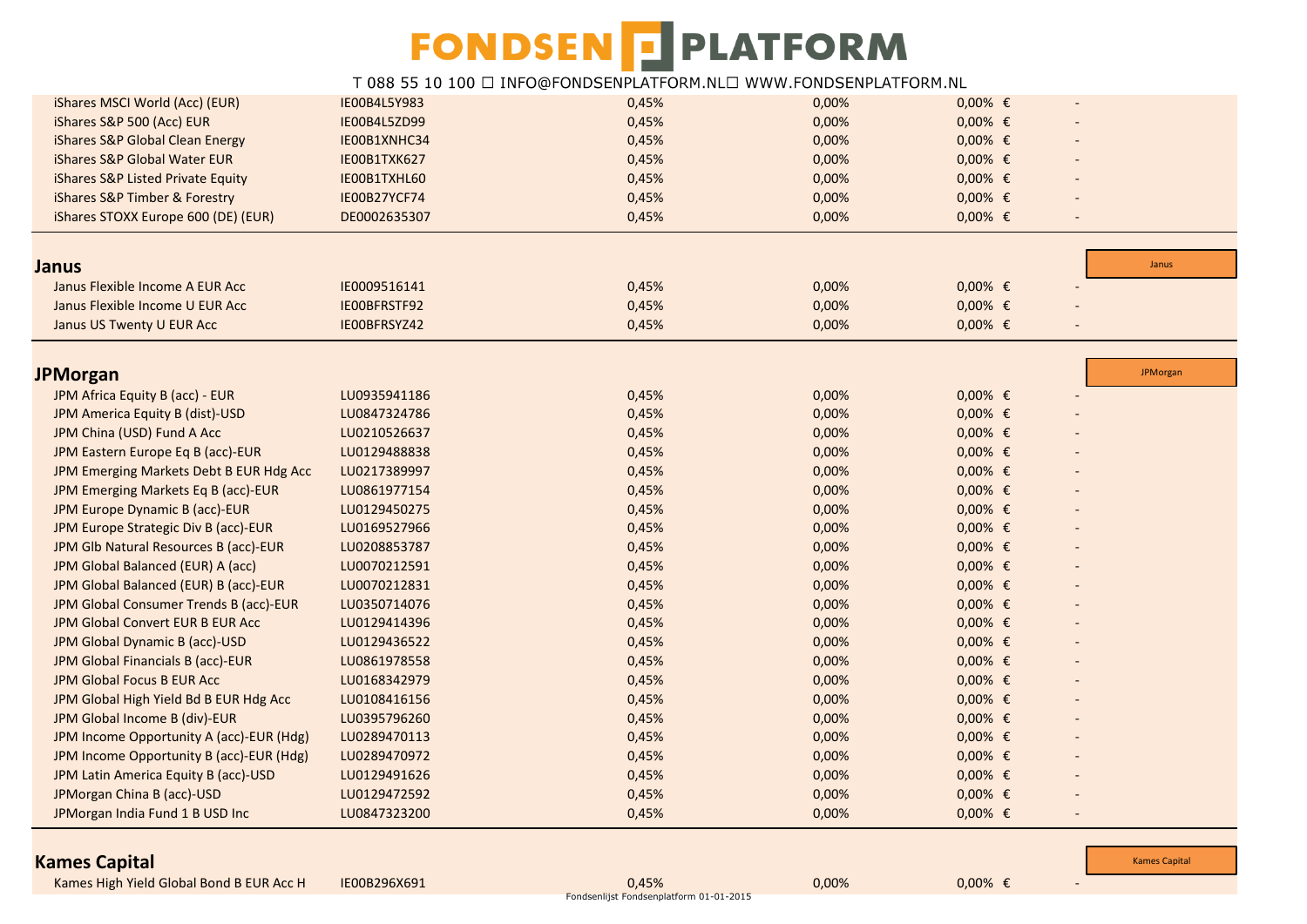| | | | | | |
|---|---|---|---|---|---|
| iShares MSCI World (Acc) (EUR) | IE00B4L5Y983 | 0,45% | 0,00% | 0,00% € | - |
| iShares S&P 500 (Acc) EUR | IE00B4L5ZD99 | 0,45% | 0,00% | 0,00% € | - |
| iShares S&P Global Clean Energy | IE00B1XNHC34 | 0,45% | 0,00% | 0,00% € | - |
| iShares S&P Global Water EUR | IE00B1TXK627 | 0,45% | 0,00% | 0,00% € | - |
| iShares S&P Listed Private Equity | IE00B1TXHL60 | 0,45% | 0,00% | 0,00% € | - |
| iShares S&P Timber & Forestry | IE00B27YCF74 | 0,45% | 0,00% | 0,00% € | - |
| iShares STOXX Europe 600 (DE) (EUR) | DE0002635307 | 0,45% | 0,00% | 0,00% € | - |

## Janus

Janus

| | | | | | |
|---|---|---|---|---|---|
| Janus Flexible Income A EUR Acc | IE0009516141 | 0,45% | 0,00% | 0,00% € | - |
| Janus Flexible Income U EUR Acc | IE00BFRSTF92 | 0,45% | 0,00% | 0,00% € | - |
| Janus US Twenty U EUR Acc | IE00BFRSYZ42 | 0,45% | 0,00% | 0,00% € | - |

## JPMorgan

JPMorgan

| | | | | | |
|---|---|---|---|---|---|
| JPM Africa Equity B (acc) - EUR | LU0935941186 | 0,45% | 0,00% | 0,00% € | - |
| JPM America Equity B (dist)-USD | LU0847324786 | 0,45% | 0,00% | 0,00% € | - |
| JPM China (USD) Fund A Acc | LU0210526637 | 0,45% | 0,00% | 0,00% € | - |
| JPM Eastern Europe Eq B (acc)-EUR | LU0129488838 | 0,45% | 0,00% | 0,00% € | - |
| JPM Emerging Markets Debt B EUR Hdg Acc | LU0217389997 | 0,45% | 0,00% | 0,00% € | - |
| JPM Emerging Markets Eq B (acc)-EUR | LU0861977154 | 0,45% | 0,00% | 0,00% € | - |
| JPM Europe Dynamic B (acc)-EUR | LU0129450275 | 0,45% | 0,00% | 0,00% € | - |
| JPM Europe Strategic Div B (acc)-EUR | LU0169527966 | 0,45% | 0,00% | 0,00% € | - |
| JPM Glb Natural Resources B (acc)-EUR | LU0208853787 | 0,45% | 0,00% | 0,00% € | - |
| JPM Global Balanced (EUR) A (acc) | LU0070212591 | 0,45% | 0,00% | 0,00% € | - |
| JPM Global Balanced (EUR) B (acc)-EUR | LU0070212831 | 0,45% | 0,00% | 0,00% € | - |
| JPM Global Consumer Trends B (acc)-EUR | LU0350714076 | 0,45% | 0,00% | 0,00% € | - |
| JPM Global Convert EUR B EUR Acc | LU0129414396 | 0,45% | 0,00% | 0,00% € | - |
| JPM Global Dynamic B (acc)-USD | LU0129436522 | 0,45% | 0,00% | 0,00% € | - |
| JPM Global Financials B (acc)-EUR | LU0861978558 | 0,45% | 0,00% | 0,00% € | - |
| JPM Global Focus B EUR Acc | LU0168342979 | 0,45% | 0,00% | 0,00% € | - |
| JPM Global High Yield Bd B EUR Hdg Acc | LU0108416156 | 0,45% | 0,00% | 0,00% € | - |
| JPM Global Income B (div)-EUR | LU0395796260 | 0,45% | 0,00% | 0,00% € | - |
| JPM Income Opportunity A (acc)-EUR (Hdg) | LU0289470113 | 0,45% | 0,00% | 0,00% € | - |
| JPM Income Opportunity B (acc)-EUR (Hdg) | LU0289470972 | 0,45% | 0,00% | 0,00% € | - |
| JPM Latin America Equity B (acc)-USD | LU0129491626 | 0,45% | 0,00% | 0,00% € | - |
| JPMorgan China B (acc)-USD | LU0129472592 | 0,45% | 0,00% | 0,00% € | - |
| JPMorgan India Fund 1 B USD Inc | LU0847323200 | 0,45% | 0,00% | 0,00% € | - |

## Kames Capital

Kames Capital

| | | | | | |
|---|---|---|---|---|---|
| Kames High Yield Global Bond B EUR Acc H | IE00B296X691 | 0,45% | 0,00% | 0,00% € | - |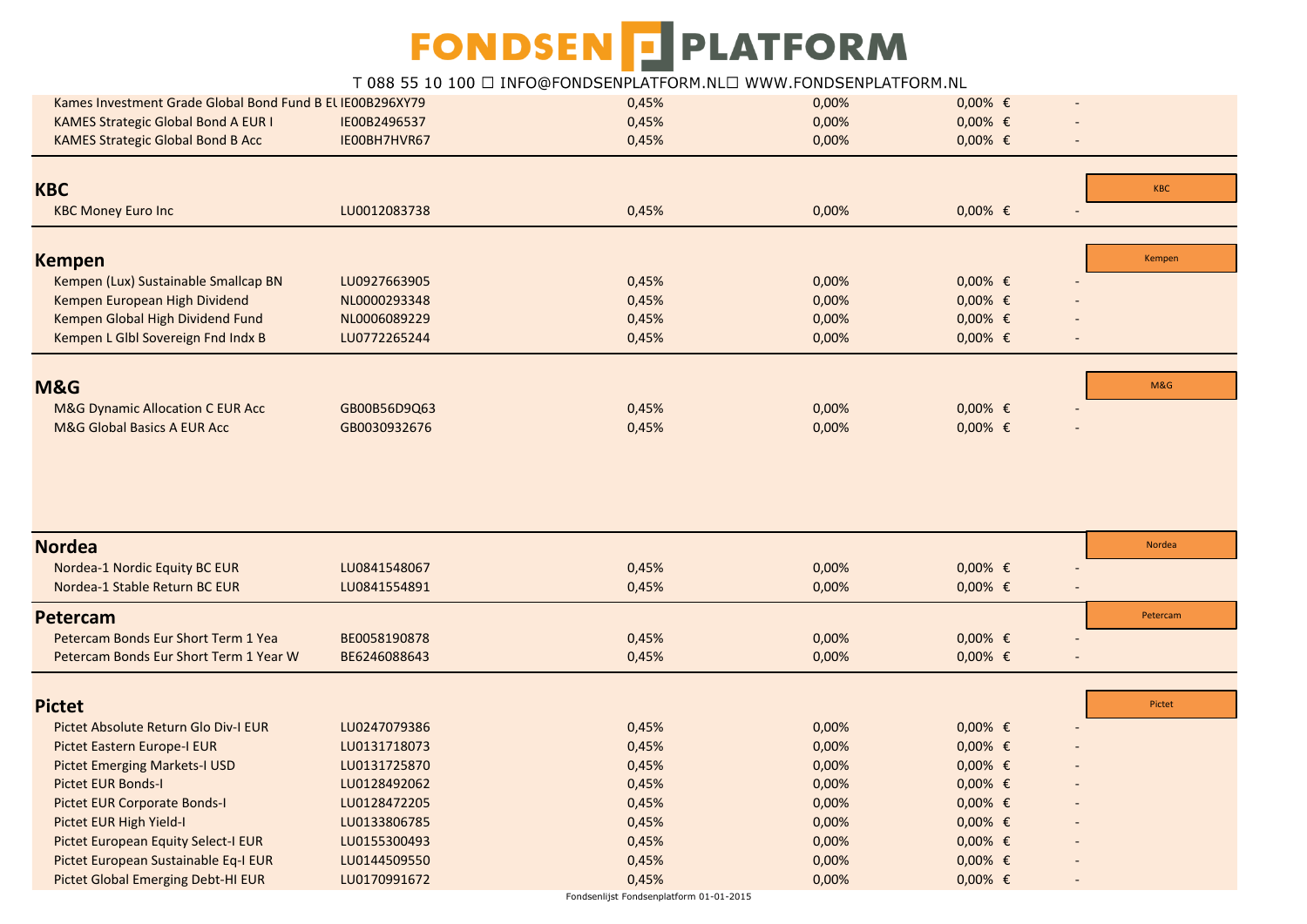| | | | | | |
|---|---|---|---|---|---|
| Kames Investment Grade Global Bond Fund B EU | IE00B296XY79 | 0,45% | 0,00% | 0,00% € | - |
| KAMES Strategic Global Bond A EUR I | IE00B2496537 | 0,45% | 0,00% | 0,00% € | - |
| KAMES Strategic Global Bond B Acc | IE00BH7HVR67 | 0,45% | 0,00% | 0,00% € | - |

## KBC

KBC

| | | | | | |
|---|---|---|---|---|---|
| KBC Money Euro Inc | LU0012083738 | 0,45% | 0,00% | 0,00% € | - |

## Kempen

Kempen

| | | | | | |
|---|---|---|---|---|---|
| Kempen (Lux) Sustainable Smallcap BN | LU0927663905 | 0,45% | 0,00% | 0,00% € | - |
| Kempen European High Dividend | NL0000293348 | 0,45% | 0,00% | 0,00% € | - |
| Kempen Global High Dividend Fund | NL0006089229 | 0,45% | 0,00% | 0,00% € | - |
| Kempen L Glbl Sovereign Fnd Indx B | LU0772265244 | 0,45% | 0,00% | 0,00% € | - |

## M&G

M&G

| | | | | | |
|---|---|---|---|---|---|
| M&G Dynamic Allocation C EUR Acc | GB00B56D9Q63 | 0,45% | 0,00% | 0,00% € | - |
| M&G Global Basics A EUR Acc | GB0030932676 | 0,45% | 0,00% | 0,00% € | - |

## Nordea

Nordea

| | | | | | |
|---|---|---|---|---|---|
| Nordea-1 Nordic Equity BC EUR | LU0841548067 | 0,45% | 0,00% | 0,00% € | - |
| Nordea-1 Stable Return BC EUR | LU0841554891 | 0,45% | 0,00% | 0,00% € | - |

## Petercam

Petercam

| | | | | | |
|---|---|---|---|---|---|
| Petercam Bonds Eur Short Term 1 Yea | BE0058190878 | 0,45% | 0,00% | 0,00% € | - |
| Petercam Bonds Eur Short Term 1 Year W | BE6246088643 | 0,45% | 0,00% | 0,00% € | - |

## Pictet

Pictet

| | | | | | |
|---|---|---|---|---|---|
| Pictet Absolute Return Glo Div-I EUR | LU0247079386 | 0,45% | 0,00% | 0,00% € | - |
| Pictet Eastern Europe-I EUR | LU0131718073 | 0,45% | 0,00% | 0,00% € | - |
| Pictet Emerging Markets-I USD | LU0131725870 | 0,45% | 0,00% | 0,00% € | - |
| Pictet EUR Bonds-I | LU0128492062 | 0,45% | 0,00% | 0,00% € | - |
| Pictet EUR Corporate Bonds-I | LU0128472205 | 0,45% | 0,00% | 0,00% € | - |
| Pictet EUR High Yield-I | LU0133806785 | 0,45% | 0,00% | 0,00% € | - |
| Pictet European Equity Select-I EUR | LU0155300493 | 0,45% | 0,00% | 0,00% € | - |
| Pictet European Sustainable Eq-I EUR | LU0144509550 | 0,45% | 0,00% | 0,00% € | - |
| Pictet Global Emerging Debt-HI EUR | LU0170991672 | 0,45% | 0,00% | 0,00% € | - |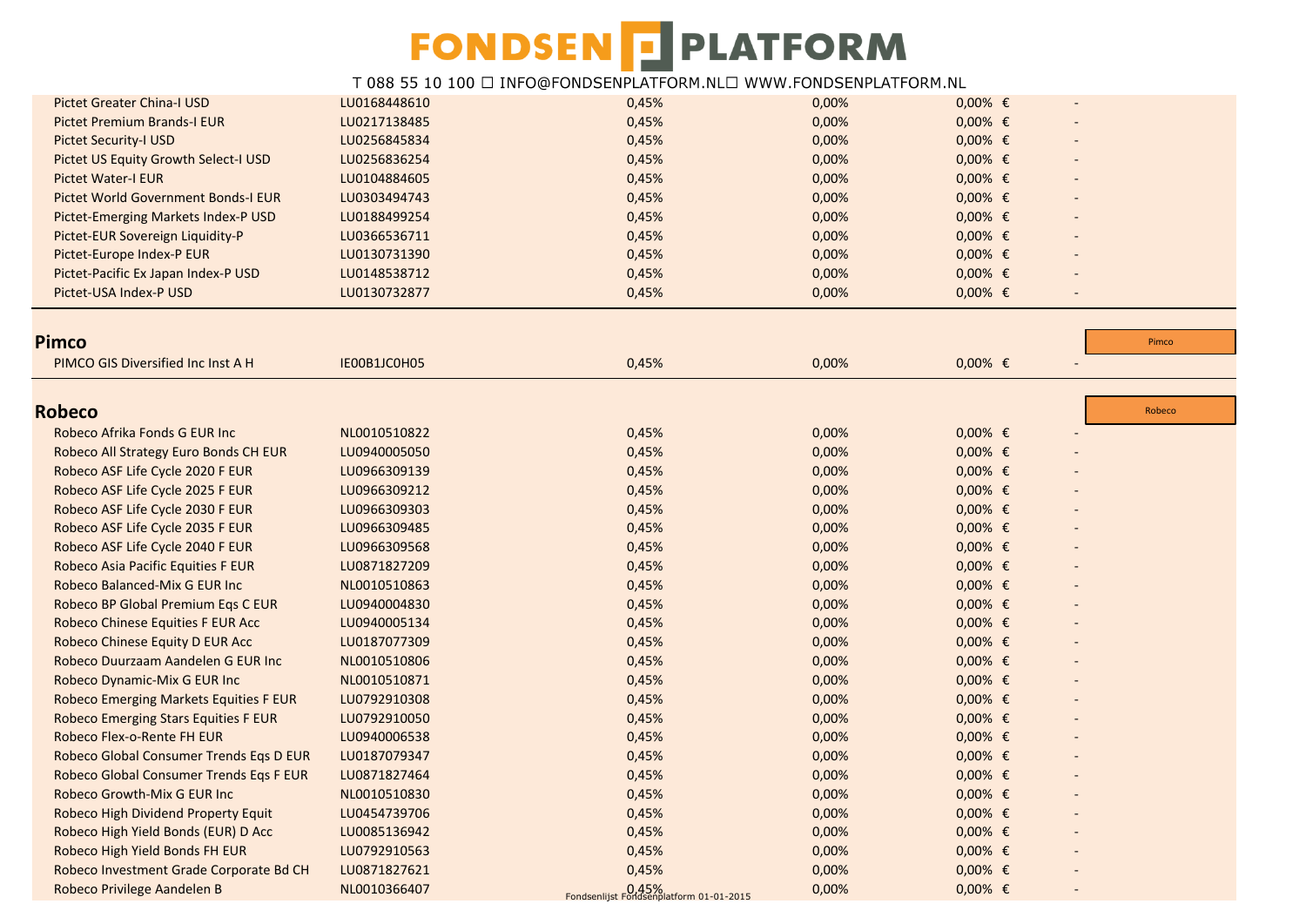| | | | | | |
|---|---|---|---|---|---|
| Pictet Greater China-I USD | LU0168448610 | 0,45% | 0,00% | 0,00% € | - |
| Pictet Premium Brands-I EUR | LU0217138485 | 0,45% | 0,00% | 0,00% € | - |
| Pictet Security-I USD | LU0256845834 | 0,45% | 0,00% | 0,00% € | - |
| Pictet US Equity Growth Select-I USD | LU0256836254 | 0,45% | 0,00% | 0,00% € | - |
| Pictet Water-I EUR | LU0104884605 | 0,45% | 0,00% | 0,00% € | - |
| Pictet World Government Bonds-I EUR | LU0303494743 | 0,45% | 0,00% | 0,00% € | - |
| Pictet-Emerging Markets Index-P USD | LU0188499254 | 0,45% | 0,00% | 0,00% € | - |
| Pictet-EUR Sovereign Liquidity-P | LU0366536711 | 0,45% | 0,00% | 0,00% € | - |
| Pictet-Europe Index-P EUR | LU0130731390 | 0,45% | 0,00% | 0,00% € | - |
| Pictet-Pacific Ex Japan Index-P USD | LU0148538712 | 0,45% | 0,00% | 0,00% € | - |
| Pictet-USA Index-P USD | LU0130732877 | 0,45% | 0,00% | 0,00% € | - |

## Pimco

Pimco

| | | | | | |
|---|---|---|---|---|---|
| PIMCO GIS Diversified Inc Inst A H | IE00B1JC0H05 | 0,45% | 0,00% | 0,00% € | - |

## Robeco

Robeco

| | | | | | |
|---|---|---|---|---|---|
| Robeco Afrika Fonds G EUR Inc | NL0010510822 | 0,45% | 0,00% | 0,00% € | - |
| Robeco All Strategy Euro Bonds CH EUR | LU0940005050 | 0,45% | 0,00% | 0,00% € | - |
| Robeco ASF Life Cycle 2020 F EUR | LU0966309139 | 0,45% | 0,00% | 0,00% € | - |
| Robeco ASF Life Cycle 2025 F EUR | LU0966309212 | 0,45% | 0,00% | 0,00% € | - |
| Robeco ASF Life Cycle 2030 F EUR | LU0966309303 | 0,45% | 0,00% | 0,00% € | - |
| Robeco ASF Life Cycle 2035 F EUR | LU0966309485 | 0,45% | 0,00% | 0,00% € | - |
| Robeco ASF Life Cycle 2040 F EUR | LU0966309568 | 0,45% | 0,00% | 0,00% € | - |
| Robeco Asia Pacific Equities F EUR | LU0871827209 | 0,45% | 0,00% | 0,00% € | - |
| Robeco Balanced-Mix G EUR Inc | NL0010510863 | 0,45% | 0,00% | 0,00% € | - |
| Robeco BP Global Premium Eqs C EUR | LU0940004830 | 0,45% | 0,00% | 0,00% € | - |
| Robeco Chinese Equities F EUR Acc | LU0940005134 | 0,45% | 0,00% | 0,00% € | - |
| Robeco Chinese Equity D EUR Acc | LU0187077309 | 0,45% | 0,00% | 0,00% € | - |
| Robeco Duurzaam Aandelen G EUR Inc | NL0010510806 | 0,45% | 0,00% | 0,00% € | - |
| Robeco Dynamic-Mix G EUR Inc | NL0010510871 | 0,45% | 0,00% | 0,00% € | - |
| Robeco Emerging Markets Equities F EUR | LU0792910308 | 0,45% | 0,00% | 0,00% € | - |
| Robeco Emerging Stars Equities F EUR | LU0792910050 | 0,45% | 0,00% | 0,00% € | - |
| Robeco Flex-o-Rente FH EUR | LU0940006538 | 0,45% | 0,00% | 0,00% € | - |
| Robeco Global Consumer Trends Eqs D EUR | LU0187079347 | 0,45% | 0,00% | 0,00% € | - |
| Robeco Global Consumer Trends Eqs F EUR | LU0871827464 | 0,45% | 0,00% | 0,00% € | - |
| Robeco Growth-Mix G EUR Inc | NL0010510830 | 0,45% | 0,00% | 0,00% € | - |
| Robeco High Dividend Property Equit | LU0454739706 | 0,45% | 0,00% | 0,00% € | - |
| Robeco High Yield Bonds (EUR) D Acc | LU0085136942 | 0,45% | 0,00% | 0,00% € | - |
| Robeco High Yield Bonds FH EUR | LU0792910563 | 0,45% | 0,00% | 0,00% € | - |
| Robeco Investment Grade Corporate Bd CH | LU0871827621 | 0,45% | 0,00% | 0,00% € | - |
| Robeco Privilege Aandelen B | NL0010366407 | 0,45% | 0,00% | 0,00% € | - |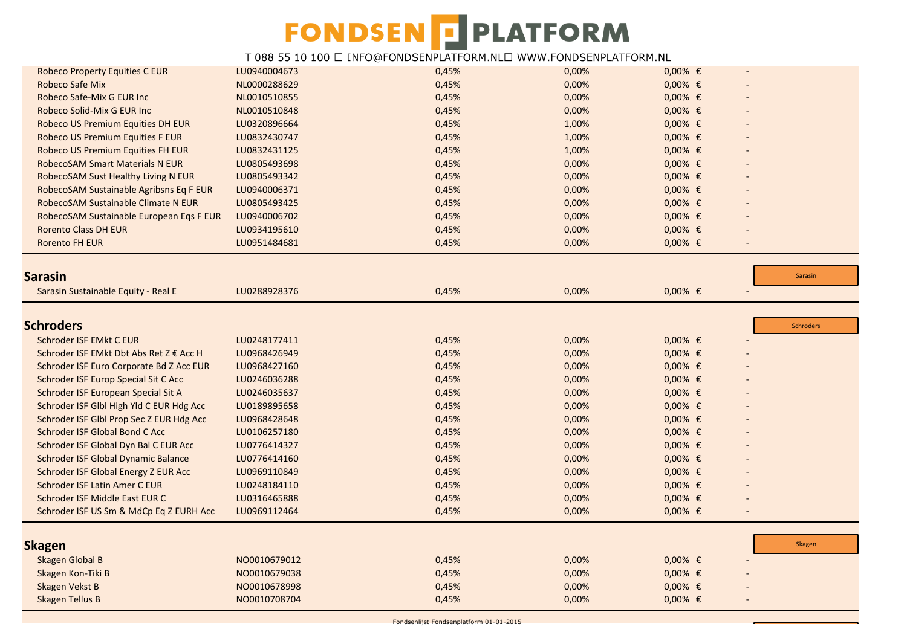| | | | | | |
|---|---|---|---|---|---|
| Robeco Property Equities C EUR | LU0940004673 | 0,45% | 0,00% | 0,00% € | - |
| Robeco Safe Mix | NL0000288629 | 0,45% | 0,00% | 0,00% € | - |
| Robeco Safe-Mix G EUR Inc | NL0010510855 | 0,45% | 0,00% | 0,00% € | - |
| Robeco Solid-Mix G EUR Inc | NL0010510848 | 0,45% | 0,00% | 0,00% € | - |
| Robeco US Premium Equities DH EUR | LU0320896664 | 0,45% | 1,00% | 0,00% € | - |
| Robeco US Premium Equities F EUR | LU0832430747 | 0,45% | 1,00% | 0,00% € | - |
| Robeco US Premium Equities FH EUR | LU0832431125 | 0,45% | 1,00% | 0,00% € | - |
| RobecoSAM Smart Materials N EUR | LU0805493698 | 0,45% | 0,00% | 0,00% € | - |
| RobecoSAM Sust Healthy Living N EUR | LU0805493342 | 0,45% | 0,00% | 0,00% € | - |
| RobecoSAM Sustainable Agribsns Eq F EUR | LU0940006371 | 0,45% | 0,00% | 0,00% € | - |
| RobecoSAM Sustainable Climate N EUR | LU0805493425 | 0,45% | 0,00% | 0,00% € | - |
| RobecoSAM Sustainable European Eqs F EUR | LU0940006702 | 0,45% | 0,00% | 0,00% € | - |
| Rorento Class DH EUR | LU0934195610 | 0,45% | 0,00% | 0,00% € | - |
| Rorento FH EUR | LU0951484681 | 0,45% | 0,00% | 0,00% € | - |

## Sarasin

Sarasin

| | | | | | |
|---|---|---|---|---|---|
| Sarasin Sustainable Equity - Real E | LU0288928376 | 0,45% | 0,00% | 0,00% € | - |

## Schroders

Schroders

| | | | | | |
|---|---|---|---|---|---|
| Schroder ISF EMkt C EUR | LU0248177411 | 0,45% | 0,00% | 0,00% € | - |
| Schroder ISF EMkt Dbt Abs Ret Z € Acc H | LU0968426949 | 0,45% | 0,00% | 0,00% € | - |
| Schroder ISF Euro Corporate Bd Z Acc EUR | LU0968427160 | 0,45% | 0,00% | 0,00% € | - |
| Schroder ISF Europ Special Sit C Acc | LU0246036288 | 0,45% | 0,00% | 0,00% € | - |
| Schroder ISF European Special Sit A | LU0246035637 | 0,45% | 0,00% | 0,00% € | - |
| Schroder ISF Glbl High Yld C EUR Hdg Acc | LU0189895658 | 0,45% | 0,00% | 0,00% € | - |
| Schroder ISF Glbl Prop Sec Z EUR Hdg Acc | LU0968428648 | 0,45% | 0,00% | 0,00% € | - |
| Schroder ISF Global Bond C Acc | LU0106257180 | 0,45% | 0,00% | 0,00% € | - |
| Schroder ISF Global Dyn Bal C EUR Acc | LU0776414327 | 0,45% | 0,00% | 0,00% € | - |
| Schroder ISF Global Dynamic Balance | LU0776414160 | 0,45% | 0,00% | 0,00% € | - |
| Schroder ISF Global Energy Z EUR Acc | LU0969110849 | 0,45% | 0,00% | 0,00% € | - |
| Schroder ISF Latin Amer C EUR | LU0248184110 | 0,45% | 0,00% | 0,00% € | - |
| Schroder ISF Middle East EUR C | LU0316465888 | 0,45% | 0,00% | 0,00% € | - |
| Schroder ISF US Sm & MdCp Eq Z EURH Acc | LU0969112464 | 0,45% | 0,00% | 0,00% € | - |

## Skagen

Skagen

| | | | | | |
|---|---|---|---|---|---|
| Skagen Global B | NO0010679012 | 0,45% | 0,00% | 0,00% € | - |
| Skagen Kon-Tiki B | NO0010679038 | 0,45% | 0,00% | 0,00% € | - |
| Skagen Vekst B | NO0010678998 | 0,45% | 0,00% | 0,00% € | - |
| Skagen Tellus B | NO0010708704 | 0,45% | 0,00% | 0,00% € | - |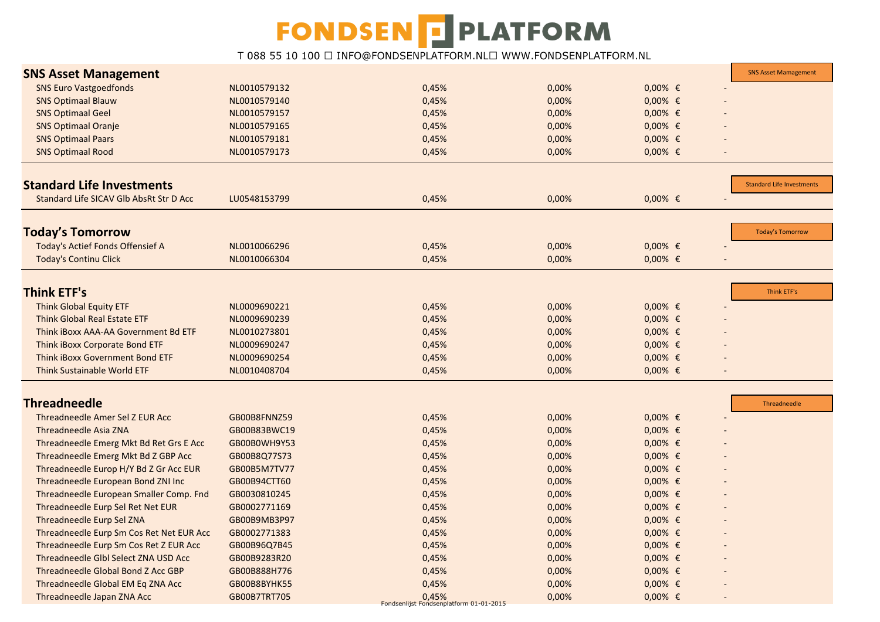# FONDSEN PLATFORM

T 088 55 10 100 ☐ INFO@FONDSENPLATFORM.NL☐ WWW.FONDSENPLATFORM.NL

## SNS Asset Management

SNS Asset Mamagement

| Fonds | ISIN | | | | |
|---|---|---|---|---|---|
| SNS Euro Vastgoedfonds | NL0010579132 | 0,45% | 0,00% | 0,00% € | - |
| SNS Optimaal Blauw | NL0010579140 | 0,45% | 0,00% | 0,00% € | - |
| SNS Optimaal Geel | NL0010579157 | 0,45% | 0,00% | 0,00% € | - |
| SNS Optimaal Oranje | NL0010579165 | 0,45% | 0,00% | 0,00% € | - |
| SNS Optimaal Paars | NL0010579181 | 0,45% | 0,00% | 0,00% € | - |
| SNS Optimaal Rood | NL0010579173 | 0,45% | 0,00% | 0,00% € | - |

## Standard Life Investments

Standard Life Investments

| Fonds | ISIN | | | | |
|---|---|---|---|---|---|
| Standard Life SICAV Glb AbsRt Str D Acc | LU0548153799 | 0,45% | 0,00% | 0,00% € | - |

## Today's Tomorrow

Today's Tomorrow

| Fonds | ISIN | | | | |
|---|---|---|---|---|---|
| Today's Actief Fonds Offensief A | NL0010066296 | 0,45% | 0,00% | 0,00% € | - |
| Today's Continu Click | NL0010066304 | 0,45% | 0,00% | 0,00% € | - |

## Think ETF's

Think ETF's

| Fonds | ISIN | | | | |
|---|---|---|---|---|---|
| Think Global Equity ETF | NL0009690221 | 0,45% | 0,00% | 0,00% € | - |
| Think Global Real Estate ETF | NL0009690239 | 0,45% | 0,00% | 0,00% € | - |
| Think iBoxx AAA-AA Government Bd ETF | NL0010273801 | 0,45% | 0,00% | 0,00% € | - |
| Think iBoxx Corporate Bond ETF | NL0009690247 | 0,45% | 0,00% | 0,00% € | - |
| Think iBoxx Government Bond ETF | NL0009690254 | 0,45% | 0,00% | 0,00% € | - |
| Think Sustainable World ETF | NL0010408704 | 0,45% | 0,00% | 0,00% € | - |

## Threadneedle

Threadneedle

| Fonds | ISIN | | | | |
|---|---|---|---|---|---|
| Threadneedle Amer Sel Z EUR Acc | GB00B8FNNZ59 | 0,45% | 0,00% | 0,00% € | - |
| Threadneedle Asia ZNA | GB00B83BWC19 | 0,45% | 0,00% | 0,00% € | - |
| Threadneedle Emerg Mkt Bd Ret Grs E Acc | GB00B0WH9Y53 | 0,45% | 0,00% | 0,00% € | - |
| Threadneedle Emerg Mkt Bd Z GBP Acc | GB00B8Q77S73 | 0,45% | 0,00% | 0,00% € | - |
| Threadneedle Europ H/Y Bd Z Gr Acc EUR | GB00B5M7TV77 | 0,45% | 0,00% | 0,00% € | - |
| Threadneedle European Bond ZNI Inc | GB00B94CTT60 | 0,45% | 0,00% | 0,00% € | - |
| Threadneedle European Smaller Comp. Fnd | GB0030810245 | 0,45% | 0,00% | 0,00% € | - |
| Threadneedle Eurp Sel Ret Net EUR | GB0002771169 | 0,45% | 0,00% | 0,00% € | - |
| Threadneedle Eurp Sel ZNA | GB00B9MB3P97 | 0,45% | 0,00% | 0,00% € | - |
| Threadneedle Eurp Sm Cos Ret Net EUR Acc | GB0002771383 | 0,45% | 0,00% | 0,00% € | - |
| Threadneedle Eurp Sm Cos Ret Z EUR Acc | GB00B96Q7B45 | 0,45% | 0,00% | 0,00% € | - |
| Threadneedle Glbl Select ZNA USD Acc | GB00B9283R20 | 0,45% | 0,00% | 0,00% € | - |
| Threadneedle Global Bond Z Acc GBP | GB00B888H776 | 0,45% | 0,00% | 0,00% € | - |
| Threadneedle Global EM Eq ZNA Acc | GB00B8BYHK55 | 0,45% | 0,00% | 0,00% € | - |
| Threadneedle Japan ZNA Acc | GB00B7TRT705 | 0,45% | 0,00% | 0,00% € | - |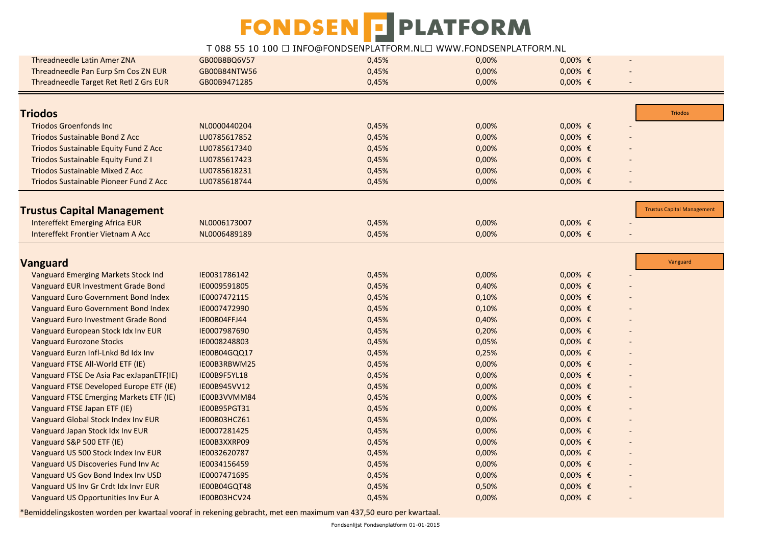| | | | | | |
|---|---|---|---|---|---|
| Threadneedle Latin Amer ZNA | GB00B8BQ6V57 | 0,45% | 0,00% | 0,00% € | - |
| Threadneedle Pan Eurp Sm Cos ZN EUR | GB00B84NTW56 | 0,45% | 0,00% | 0,00% € | - |
| Threadneedle Target Ret Retl Z Grs EUR | GB00B9471285 | 0,45% | 0,00% | 0,00% € | - |

## Triodos

Triodos

| | | | | | |
|---|---|---|---|---|---|
| Triodos Groenfonds Inc | NL0000440204 | 0,45% | 0,00% | 0,00% € | - |
| Triodos Sustainable Bond Z Acc | LU0785617852 | 0,45% | 0,00% | 0,00% € | - |
| Triodos Sustainable Equity Fund Z Acc | LU0785617340 | 0,45% | 0,00% | 0,00% € | - |
| Triodos Sustainable Equity Fund Z I | LU0785617423 | 0,45% | 0,00% | 0,00% € | - |
| Triodos Sustainable Mixed Z Acc | LU0785618231 | 0,45% | 0,00% | 0,00% € | - |
| Triodos Sustainable Pioneer Fund Z Acc | LU0785618744 | 0,45% | 0,00% | 0,00% € | - |

## Trustus Capital Management

Trustus Capital Management

| | | | | | |
|---|---|---|---|---|---|
| Intereffekt Emerging Africa EUR | NL0006173007 | 0,45% | 0,00% | 0,00% € | - |
| Intereffekt Frontier Vietnam A Acc | NL0006489189 | 0,45% | 0,00% | 0,00% € | - |

## Vanguard

Vanguard

| | | | | | |
|---|---|---|---|---|---|
| Vanguard Emerging Markets Stock Ind | IE0031786142 | 0,45% | 0,00% | 0,00% € | - |
| Vanguard EUR Investment Grade Bond | IE0009591805 | 0,45% | 0,40% | 0,00% € | - |
| Vanguard Euro Government Bond Index | IE0007472115 | 0,45% | 0,10% | 0,00% € | - |
| Vanguard Euro Government Bond Index | IE0007472990 | 0,45% | 0,10% | 0,00% € | - |
| Vanguard Euro Investment Grade Bond | IE00B04FFJ44 | 0,45% | 0,40% | 0,00% € | - |
| Vanguard European Stock Idx Inv EUR | IE0007987690 | 0,45% | 0,20% | 0,00% € | - |
| Vanguard Eurozone Stocks | IE0008248803 | 0,45% | 0,05% | 0,00% € | - |
| Vanguard Eurzn Infl-Lnkd Bd Idx Inv | IE00B04GQQ17 | 0,45% | 0,25% | 0,00% € | - |
| Vanguard FTSE All-World ETF (IE) | IE00B3RBWM25 | 0,45% | 0,00% | 0,00% € | - |
| Vanguard FTSE De Asia Pac exJapanETF(IE) | IE00B9F5YL18 | 0,45% | 0,00% | 0,00% € | - |
| Vanguard FTSE Developed Europe ETF (IE) | IE00B945VV12 | 0,45% | 0,00% | 0,00% € | - |
| Vanguard FTSE Emerging Markets ETF (IE) | IE00B3VVMM84 | 0,45% | 0,00% | 0,00% € | - |
| Vanguard FTSE Japan ETF (IE) | IE00B95PGT31 | 0,45% | 0,00% | 0,00% € | - |
| Vanguard Global Stock Index Inv EUR | IE00B03HCZ61 | 0,45% | 0,00% | 0,00% € | - |
| Vanguard Japan Stock Idx Inv EUR | IE0007281425 | 0,45% | 0,00% | 0,00% € | - |
| Vanguard S&P 500 ETF (IE) | IE00B3XXRP09 | 0,45% | 0,00% | 0,00% € | - |
| Vanguard US 500 Stock Index Inv EUR | IE0032620787 | 0,45% | 0,00% | 0,00% € | - |
| Vanguard US Discoveries Fund Inv Ac | IE0034156459 | 0,45% | 0,00% | 0,00% € | - |
| Vanguard US Gov Bond Index Inv USD | IE0007471695 | 0,45% | 0,00% | 0,00% € | - |
| Vanguard US Inv Gr Crdt Idx Invr EUR | IE00B04GQT48 | 0,45% | 0,50% | 0,00% € | - |
| Vanguard US Opportunities Inv Eur A | IE00B03HCV24 | 0,45% | 0,00% | 0,00% € | - |

*Bemiddelingskosten worden per kwartaal vooraf in rekening gebracht, met een maximum van 437,50 euro per kwartaal.